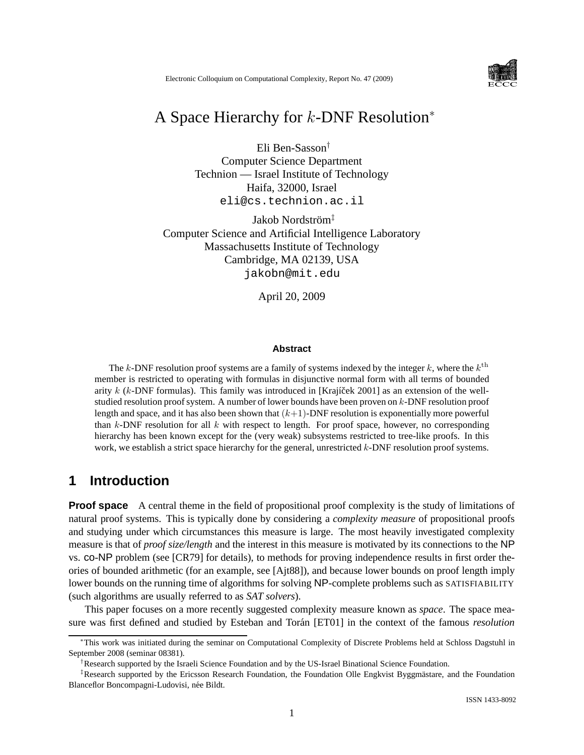Electronic Colloquium on Computational Complexity, Report No. 47 (2009)

# A Space Hierarchy for $k$-DNF Resolution[*]

Eli Ben-Sasson[†]
Computer Science Department
Technion — Israel Institute of Technology
Haifa, 32000, Israel
eli@cs.technion.ac.il

Jakob Nordström[‡]
Computer Science and Artificial Intelligence Laboratory
Massachusetts Institute of Technology
Cambridge, MA 02139, USA
jakobn@mit.edu

April 20, 2009

### Abstract

The $k$-DNF resolution proof systems are a family of systems indexed by the integer $k$, where the $k^{\text{th}}$ member is restricted to operating with formulas in disjunctive normal form with all terms of bounded arity $k$ ($k$-DNF formulas). This family was introduced in [Krajíček 2001] as an extension of the well-studied resolution proof system. A number of lower bounds have been proven on $k$-DNF resolution proof length and space, and it has also been shown that $(k+1)$-DNF resolution is exponentially more powerful than $k$-DNF resolution for all $k$ with respect to length. For proof space, however, no corresponding hierarchy has been known except for the (very weak) subsystems restricted to tree-like proofs. In this work, we establish a strict space hierarchy for the general, unrestricted $k$-DNF resolution proof systems.

## 1 Introduction

**Proof space** A central theme in the field of propositional proof complexity is the study of limitations of natural proof systems. This is typically done by considering a *complexity measure* of propositional proofs and studying under which circumstances this measure is large. The most heavily investigated complexity measure is that of *proof size/length* and the interest in this measure is motivated by its connections to the NP vs. co-NP problem (see [CR79] for details), to methods for proving independence results in first order theories of bounded arithmetic (for an example, see [Ajt88]), and because lower bounds on proof length imply lower bounds on the running time of algorithms for solving NP-complete problems such as SATISFIABILITY (such algorithms are usually referred to as *SAT solvers*).

This paper focuses on a more recently suggested complexity measure known as *space*. The space measure was first defined and studied by Esteban and Torán [ET01] in the context of the famous *resolution*

[*] This work was initiated during the seminar on Computational Complexity of Discrete Problems held at Schloss Dagstuhl in September 2008 (seminar 08381).

[†] Research supported by the Israeli Science Foundation and by the US-Israel Binational Science Foundation.

[‡] Research supported by the Ericsson Research Foundation, the Foundation Olle Engkvist Byggmästare, and the Foundation Blanceflor Boncompagni-Ludovisi, née Bildt.

ISSN 1433-8092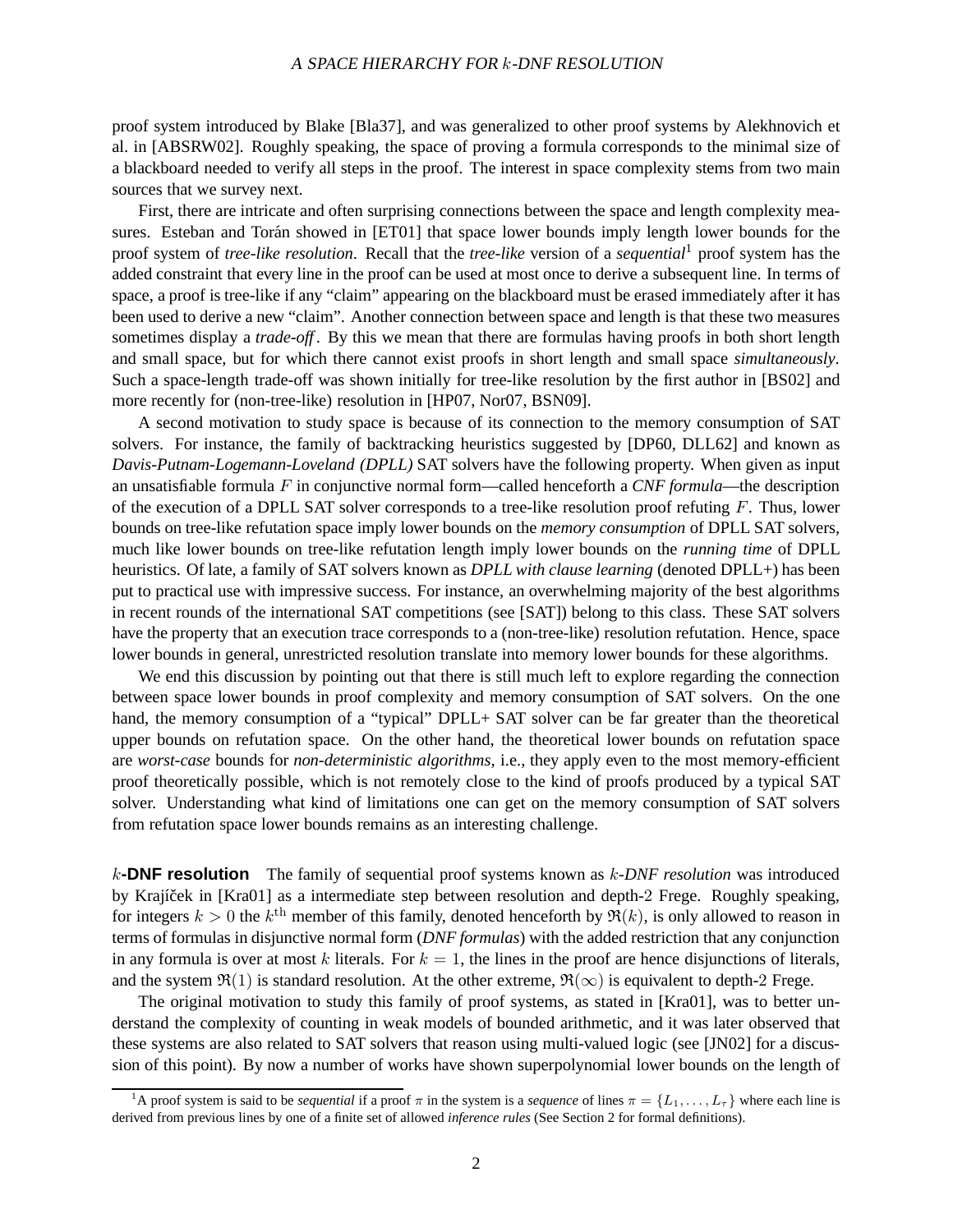proof system introduced by Blake [Bla37], and was generalized to other proof systems by Alekhnovich et al. in [ABSRW02]. Roughly speaking, the space of proving a formula corresponds to the minimal size of a blackboard needed to verify all steps in the proof. The interest in space complexity stems from two main sources that we survey next.

First, there are intricate and often surprising connections between the space and length complexity measures. Esteban and Torán showed in [ET01] that space lower bounds imply length lower bounds for the proof system of *tree-like resolution*. Recall that the *tree-like* version of a *sequential*[1] proof system has the added constraint that every line in the proof can be used at most once to derive a subsequent line. In terms of space, a proof is tree-like if any "claim" appearing on the blackboard must be erased immediately after it has been used to derive a new "claim". Another connection between space and length is that these two measures sometimes display a *trade-off*. By this we mean that there are formulas having proofs in both short length and small space, but for which there cannot exist proofs in short length and small space *simultaneously*. Such a space-length trade-off was shown initially for tree-like resolution by the first author in [BS02] and more recently for (non-tree-like) resolution in [HP07, Nor07, BSN09].

A second motivation to study space is because of its connection to the memory consumption of SAT solvers. For instance, the family of backtracking heuristics suggested by [DP60, DLL62] and known as *Davis-Putnam-Logemann-Loveland (DPLL)* SAT solvers have the following property. When given as input an unsatisfiable formula $F$ in conjunctive normal form—called henceforth a *CNF formula*—the description of the execution of a DPLL SAT solver corresponds to a tree-like resolution proof refuting $F$. Thus, lower bounds on tree-like refutation space imply lower bounds on the *memory consumption* of DPLL SAT solvers, much like lower bounds on tree-like refutation length imply lower bounds on the *running time* of DPLL heuristics. Of late, a family of SAT solvers known as *DPLL with clause learning* (denoted DPLL+) has been put to practical use with impressive success. For instance, an overwhelming majority of the best algorithms in recent rounds of the international SAT competitions (see [SAT]) belong to this class. These SAT solvers have the property that an execution trace corresponds to a (non-tree-like) resolution refutation. Hence, space lower bounds in general, unrestricted resolution translate into memory lower bounds for these algorithms.

We end this discussion by pointing out that there is still much left to explore regarding the connection between space lower bounds in proof complexity and memory consumption of SAT solvers. On the one hand, the memory consumption of a "typical" DPLL+ SAT solver can be far greater than the theoretical upper bounds on refutation space. On the other hand, the theoretical lower bounds on refutation space are *worst-case* bounds for *non-deterministic algorithms*, i.e., they apply even to the most memory-efficient proof theoretically possible, which is not remotely close to the kind of proofs produced by a typical SAT solver. Understanding what kind of limitations one can get on the memory consumption of SAT solvers from refutation space lower bounds remains as an interesting challenge.

**$k$-DNF resolution** The family of sequential proof systems known as *$k$-DNF resolution* was introduced by Krajíček in [Kra01] as a intermediate step between resolution and depth-2 Frege. Roughly speaking, for integers $k > 0$ the $k^{\text{th}}$ member of this family, denoted henceforth by $\mathfrak{R}(k)$, is only allowed to reason in terms of formulas in disjunctive normal form (*DNF formulas*) with the added restriction that any conjunction in any formula is over at most $k$ literals. For $k = 1$, the lines in the proof are hence disjunctions of literals, and the system $\mathfrak{R}(1)$ is standard resolution. At the other extreme, $\mathfrak{R}(\infty)$ is equivalent to depth-2 Frege.

The original motivation to study this family of proof systems, as stated in [Kra01], was to better understand the complexity of counting in weak models of bounded arithmetic, and it was later observed that these systems are also related to SAT solvers that reason using multi-valued logic (see [JN02] for a discussion of this point). By now a number of works have shown superpolynomial lower bounds on the length of

[1]A proof system is said to be *sequential* if a proof $\pi$ in the system is a *sequence* of lines $\pi = \{L_1, \ldots, L_\tau\}$ where each line is derived from previous lines by one of a finite set of allowed *inference rules* (See Section 2 for formal definitions).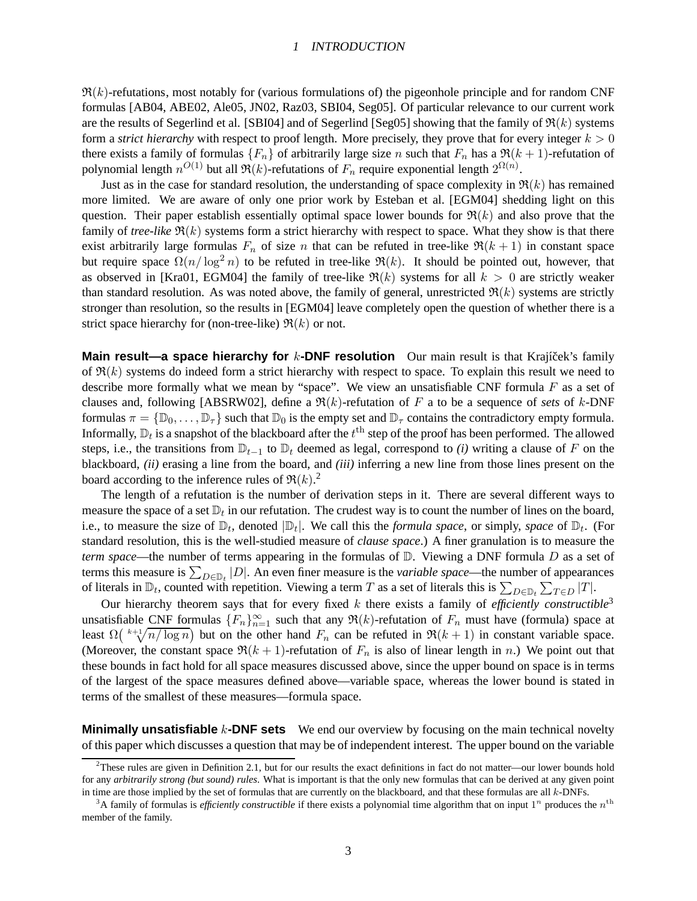$\mathfrak{R}(k)$-refutations, most notably for (various formulations of) the pigeonhole principle and for random CNF formulas [AB04, ABE02, Ale05, JN02, Raz03, SBI04, Seg05]. Of particular relevance to our current work are the results of Segerlind et al. [SBI04] and of Segerlind [Seg05] showing that the family of $\mathfrak{R}(k)$ systems form a *strict hierarchy* with respect to proof length. More precisely, they prove that for every integer $k > 0$ there exists a family of formulas $\{F_n\}$ of arbitrarily large size $n$ such that $F_n$ has a $\mathfrak{R}(k+1)$-refutation of polynomial length $n^{O(1)}$ but all $\mathfrak{R}(k)$-refutations of $F_n$ require exponential length $2^{\Omega(n)}$.

Just as in the case for standard resolution, the understanding of space complexity in $\mathfrak{R}(k)$ has remained more limited. We are aware of only one prior work by Esteban et al. [EGM04] shedding light on this question. Their paper establish essentially optimal space lower bounds for $\mathfrak{R}(k)$ and also prove that the family of *tree-like* $\mathfrak{R}(k)$ systems form a strict hierarchy with respect to space. What they show is that there exist arbitrarily large formulas $F_n$ of size $n$ that can be refuted in tree-like $\mathfrak{R}(k+1)$ in constant space but require space $\Omega(n/\log^2 n)$ to be refuted in tree-like $\mathfrak{R}(k)$. It should be pointed out, however, that as observed in [Kra01, EGM04] the family of tree-like $\mathfrak{R}(k)$ systems for all $k > 0$ are strictly weaker than standard resolution. As was noted above, the family of general, unrestricted $\mathfrak{R}(k)$ systems are strictly stronger than resolution, so the results in [EGM04] leave completely open the question of whether there is a strict space hierarchy for (non-tree-like) $\mathfrak{R}(k)$ or not.

**Main result—a space hierarchy for $k$-DNF resolution** Our main result is that Krajíček's family of $\mathfrak{R}(k)$ systems do indeed form a strict hierarchy with respect to space. To explain this result we need to describe more formally what we mean by "space". We view an unsatisfiable CNF formula $F$ as a set of clauses and, following [ABSRW02], define a $\mathfrak{R}(k)$-refutation of $F$ a to be a sequence of *sets* of $k$-DNF formulas $\pi = \{\mathbb{D}_0, \ldots, \mathbb{D}_\tau\}$ such that $\mathbb{D}_0$ is the empty set and $\mathbb{D}_\tau$ contains the contradictory empty formula. Informally, $\mathbb{D}_t$ is a snapshot of the blackboard after the $t^{\text{th}}$ step of the proof has been performed. The allowed steps, i.e., the transitions from $\mathbb{D}_{t-1}$ to $\mathbb{D}_t$ deemed as legal, correspond to *(i)* writing a clause of $F$ on the blackboard, *(ii)* erasing a line from the board, and *(iii)* inferring a new line from those lines present on the board according to the inference rules of $\mathfrak{R}(k)$.[2]

The length of a refutation is the number of derivation steps in it. There are several different ways to measure the space of a set $\mathbb{D}_t$ in our refutation. The crudest way is to count the number of lines on the board, i.e., to measure the size of $\mathbb{D}_t$, denoted $|\mathbb{D}_t|$. We call this the *formula space*, or simply, *space* of $\mathbb{D}_t$. (For standard resolution, this is the well-studied measure of *clause space*.) A finer granulation is to measure the *term space*—the number of terms appearing in the formulas of $\mathbb{D}$. Viewing a DNF formula $D$ as a set of terms this measure is $\sum_{D \in \mathbb{D}_t} |D|$. An even finer measure is the *variable space*—the number of appearances of literals in $\mathbb{D}_t$, counted with repetition. Viewing a term $T$ as a set of literals this is $\sum_{D \in \mathbb{D}_t} \sum_{T \in D} |T|$.

Our hierarchy theorem says that for every fixed $k$ there exists a family of *efficiently constructible*[3] unsatisfiable CNF formulas $\{F_n\}_{n=1}^{\infty}$ such that any $\mathfrak{R}(k)$-refutation of $F_n$ must have (formula) space at least $\Omega\big(\sqrt[k+1]{n/\log n}\big)$ but on the other hand $F_n$ can be refuted in $\mathfrak{R}(k+1)$ in constant variable space. (Moreover, the constant space $\mathfrak{R}(k+1)$-refutation of $F_n$ is also of linear length in $n$.) We point out that these bounds in fact hold for all space measures discussed above, since the upper bound on space is in terms of the largest of the space measures defined above—variable space, whereas the lower bound is stated in terms of the smallest of these measures—formula space.

**Minimally unsatisfiable $k$-DNF sets** We end our overview by focusing on the main technical novelty of this paper which discusses a question that may be of independent interest. The upper bound on the variable

[2] These rules are given in Definition 2.1, but for our results the exact definitions in fact do not matter—our lower bounds hold for any *arbitrarily strong (but sound) rules*. What is important is that the only new formulas that can be derived at any given point in time are those implied by the set of formulas that are currently on the blackboard, and that these formulas are all $k$-DNFs.

[3] A family of formulas is *efficiently constructible* if there exists a polynomial time algorithm that on input $1^n$ produces the $n^{\text{th}}$ member of the family.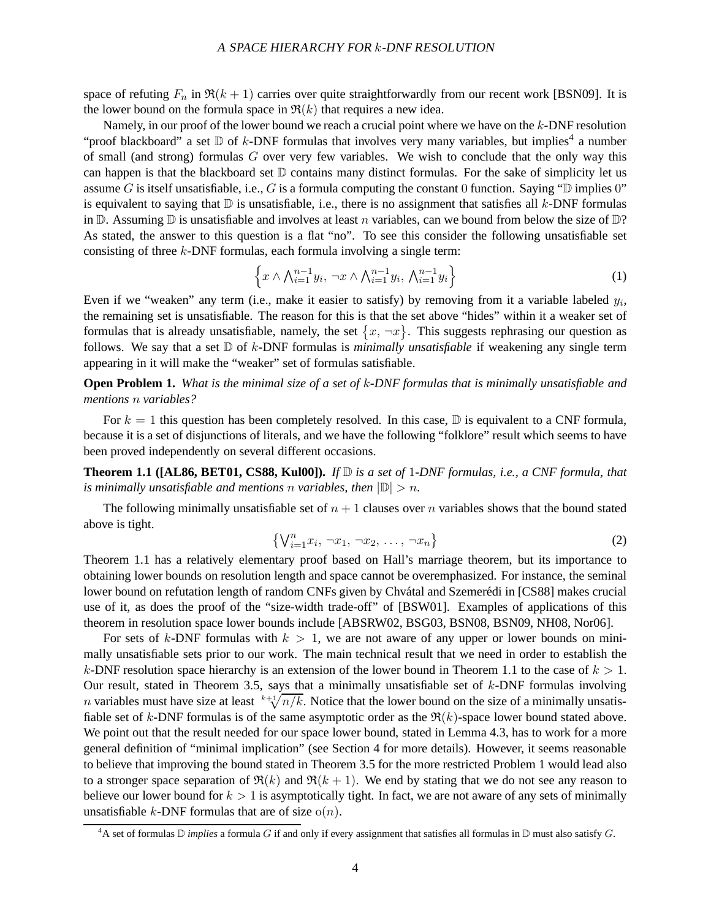space of refuting $F_n$ in $\mathfrak{R}(k+1)$ carries over quite straightforwardly from our recent work [BSN09]. It is the lower bound on the formula space in $\mathfrak{R}(k)$ that requires a new idea.

Namely, in our proof of the lower bound we reach a crucial point where we have on the $k$-DNF resolution "proof blackboard" a set $\mathbb{D}$ of $k$-DNF formulas that involves very many variables, but implies[4] a number of small (and strong) formulas $G$ over very few variables. We wish to conclude that the only way this can happen is that the blackboard set $\mathbb{D}$ contains many distinct formulas. For the sake of simplicity let us assume $G$ is itself unsatisfiable, i.e., $G$ is a formula computing the constant $0$ function. Saying "$\mathbb{D}$ implies $0$" is equivalent to saying that $\mathbb{D}$ is unsatisfiable, i.e., there is no assignment that satisfies all $k$-DNF formulas in $\mathbb{D}$. Assuming $\mathbb{D}$ is unsatisfiable and involves at least $n$ variables, can we bound from below the size of $\mathbb{D}$? As stated, the answer to this question is a flat "no". To see this consider the following unsatisfiable set consisting of three $k$-DNF formulas, each formula involving a single term:

$$\left\{ x \wedge \bigwedge_{i=1}^{n-1} y_i,\ \neg x \wedge \bigwedge_{i=1}^{n-1} y_i,\ \bigwedge_{i=1}^{n-1} y_i \right\} \tag{1}$$

Even if we "weaken" any term (i.e., make it easier to satisfy) by removing from it a variable labeled $y_i$, the remaining set is unsatisfiable. The reason for this is that the set above "hides" within it a weaker set of formulas that is already unsatisfiable, namely, the set $\{x, \neg x\}$. This suggests rephrasing our question as follows. We say that a set $\mathbb{D}$ of $k$-DNF formulas is *minimally unsatisfiable* if weakening any single term appearing in it will make the "weaker" set of formulas satisfiable.

**Open Problem 1.** *What is the minimal size of a set of $k$-DNF formulas that is minimally unsatisfiable and mentions $n$ variables?*

For $k = 1$ this question has been completely resolved. In this case, $\mathbb{D}$ is equivalent to a CNF formula, because it is a set of disjunctions of literals, and we have the following "folklore" result which seems to have been proved independently on several different occasions.

**Theorem 1.1 ([AL86, BET01, CS88, Kul00]).** *If $\mathbb{D}$ is a set of 1-DNF formulas, i.e., a CNF formula, that is minimally unsatisfiable and mentions $n$ variables, then $|\mathbb{D}| > n$.*

The following minimally unsatisfiable set of $n+1$ clauses over $n$ variables shows that the bound stated above is tight.

$$\left\{ \bigvee_{i=1}^{n} x_i,\ \neg x_1,\ \neg x_2,\ \ldots,\ \neg x_n \right\} \tag{2}$$

Theorem 1.1 has a relatively elementary proof based on Hall's marriage theorem, but its importance to obtaining lower bounds on resolution length and space cannot be overemphasized. For instance, the seminal lower bound on refutation length of random CNFs given by Chvátal and Szemerédi in [CS88] makes crucial use of it, as does the proof of the "size-width trade-off" of [BSW01]. Examples of applications of this theorem in resolution space lower bounds include [ABSRW02, BSG03, BSN08, BSN09, NH08, Nor06].

For sets of $k$-DNF formulas with $k > 1$, we are not aware of any upper or lower bounds on minimally unsatisfiable sets prior to our work. The main technical result that we need in order to establish the $k$-DNF resolution space hierarchy is an extension of the lower bound in Theorem 1.1 to the case of $k > 1$. Our result, stated in Theorem 3.5, says that a minimally unsatisfiable set of $k$-DNF formulas involving $n$ variables must have size at least $\sqrt[k+1]{n/k}$. Notice that the lower bound on the size of a minimally unsatisfiable set of $k$-DNF formulas is of the same asymptotic order as the $\mathfrak{R}(k)$-space lower bound stated above. We point out that the result needed for our space lower bound, stated in Lemma 4.3, has to work for a more general definition of "minimal implication" (see Section 4 for more details). However, it seems reasonable to believe that improving the bound stated in Theorem 3.5 for the more restricted Problem 1 would lead also to a stronger space separation of $\mathfrak{R}(k)$ and $\mathfrak{R}(k+1)$. We end by stating that we do not see any reason to believe our lower bound for $k > 1$ is asymptotically tight. In fact, we are not aware of any sets of minimally unsatisfiable $k$-DNF formulas that are of size $o(n)$.

[4] A set of formulas $\mathbb{D}$ *implies* a formula $G$ if and only if every assignment that satisfies all formulas in $\mathbb{D}$ must also satisfy $G$.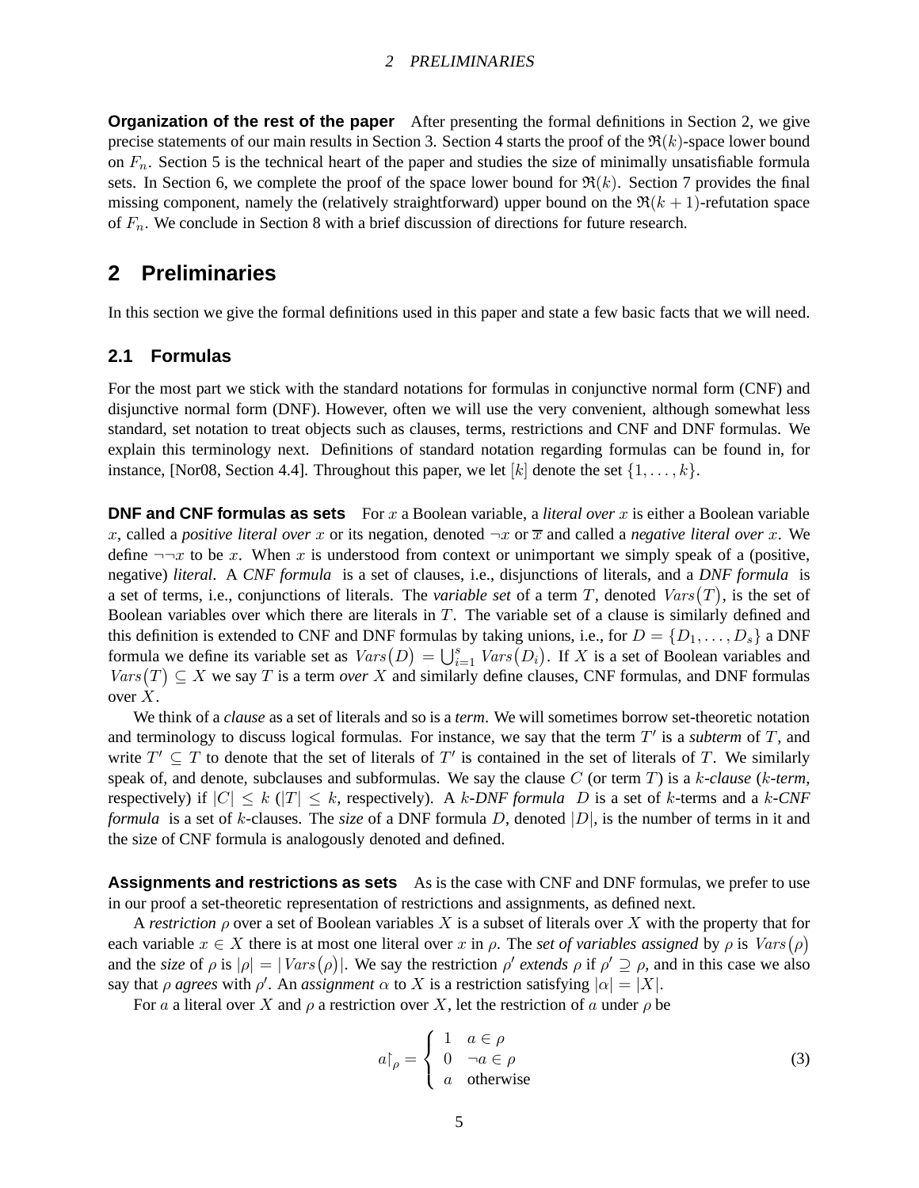**Organization of the rest of the paper** After presenting the formal definitions in Section 2, we give precise statements of our main results in Section 3. Section 4 starts the proof of the $\mathfrak{R}(k)$-space lower bound on $F_n$. Section 5 is the technical heart of the paper and studies the size of minimally unsatisfiable formula sets. In Section 6, we complete the proof of the space lower bound for $\mathfrak{R}(k)$. Section 7 provides the final missing component, namely the (relatively straightforward) upper bound on the $\mathfrak{R}(k+1)$-refutation space of $F_n$. We conclude in Section 8 with a brief discussion of directions for future research.

## 2 Preliminaries

In this section we give the formal definitions used in this paper and state a few basic facts that we will need.

### 2.1 Formulas

For the most part we stick with the standard notations for formulas in conjunctive normal form (CNF) and disjunctive normal form (DNF). However, often we will use the very convenient, although somewhat less standard, set notation to treat objects such as clauses, terms, restrictions and CNF and DNF formulas. We explain this terminology next. Definitions of standard notation regarding formulas can be found in, for instance, [Nor08, Section 4.4]. Throughout this paper, we let $[k]$ denote the set $\{1, \ldots, k\}$.

**DNF and CNF formulas as sets** For $x$ a Boolean variable, a *literal over* $x$ is either a Boolean variable $x$, called a *positive literal over* $x$ or its negation, denoted $\neg x$ or $\overline{x}$ and called a *negative literal over* $x$. We define $\neg\neg x$ to be $x$. When $x$ is understood from context or unimportant we simply speak of a (positive, negative) *literal*. A *CNF formula* is a set of clauses, i.e., disjunctions of literals, and a *DNF formula* is a set of terms, i.e., conjunctions of literals. The *variable set* of a term $T$, denoted $\mathit{Vars}(T)$, is the set of Boolean variables over which there are literals in $T$. The variable set of a clause is similarly defined and this definition is extended to CNF and DNF formulas by taking unions, i.e., for $D = \{D_1, \ldots, D_s\}$ a DNF formula we define its variable set as $\mathit{Vars}(D) = \bigcup_{i=1}^{s} \mathit{Vars}(D_i)$. If $X$ is a set of Boolean variables and $\mathit{Vars}(T) \subseteq X$ we say $T$ is a term *over* $X$ and similarly define clauses, CNF formulas, and DNF formulas over $X$.

We think of a *clause* as a set of literals and so is a *term*. We will sometimes borrow set-theoretic notation and terminology to discuss logical formulas. For instance, we say that the term $T'$ is a *subterm* of $T$, and write $T' \subseteq T$ to denote that the set of literals of $T'$ is contained in the set of literals of $T$. We similarly speak of, and denote, subclauses and subformulas. We say the clause $C$ (or term $T$) is a $k$*-clause* ($k$*-term*, respectively) if $|C| \leq k$ ($|T| \leq k$, respectively). A $k$*-DNF formula* $D$ is a set of $k$-terms and a $k$*-CNF formula* is a set of $k$-clauses. The *size* of a DNF formula $D$, denoted $|D|$, is the number of terms in it and the size of CNF formula is analogously denoted and defined.

**Assignments and restrictions as sets** As is the case with CNF and DNF formulas, we prefer to use in our proof a set-theoretic representation of restrictions and assignments, as defined next.

A *restriction* $\rho$ over a set of Boolean variables $X$ is a subset of literals over $X$ with the property that for each variable $x \in X$ there is at most one literal over $x$ in $\rho$. The *set of variables assigned* by $\rho$ is $\mathit{Vars}(\rho)$ and the *size* of $\rho$ is $|\rho| = |\mathit{Vars}(\rho)|$. We say the restriction $\rho'$ *extends* $\rho$ if $\rho' \supseteq \rho$, and in this case we also say that $\rho$ *agrees* with $\rho'$. An *assignment* $\alpha$ to $X$ is a restriction satisfying $|\alpha| = |X|$.

For $a$ a literal over $X$ and $\rho$ a restriction over $X$, let the restriction of $a$ under $\rho$ be

$$a\restriction_{\rho} = \begin{cases} 1 & a \in \rho \\ 0 & \neg a \in \rho \\ a & \text{otherwise} \end{cases} \tag{3}$$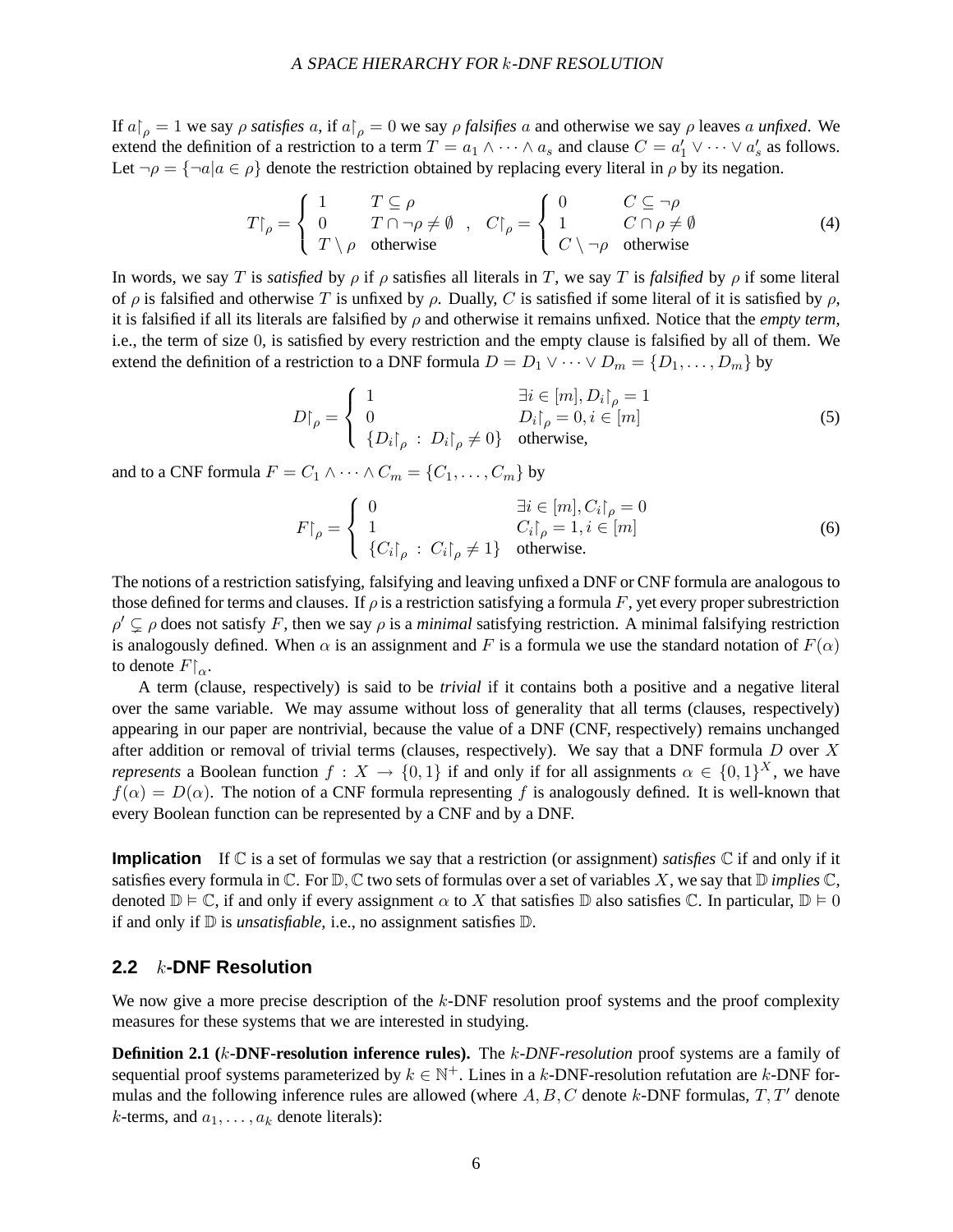If $a\restriction_\rho = 1$ we say $\rho$ *satisfies* $a$, if $a\restriction_\rho = 0$ we say $\rho$ *falsifies* $a$ and otherwise we say $\rho$ leaves $a$ *unfixed*. We extend the definition of a restriction to a term $T = a_1 \wedge \cdots \wedge a_s$ and clause $C = a'_1 \vee \cdots \vee a'_s$ as follows. Let $\neg\rho = \{\neg a | a \in \rho\}$ denote the restriction obtained by replacing every literal in $\rho$ by its negation.

$$T\restriction_\rho = \begin{cases} 1 & T \subseteq \rho \\ 0 & T \cap \neg\rho \neq \emptyset \\ T \setminus \rho & \text{otherwise} \end{cases} \quad , \quad C\restriction_\rho = \begin{cases} 0 & C \subseteq \neg\rho \\ 1 & C \cap \rho \neq \emptyset \\ C \setminus \neg\rho & \text{otherwise} \end{cases} \tag{4}$$

In words, we say $T$ is *satisfied* by $\rho$ if $\rho$ satisfies all literals in $T$, we say $T$ is *falsified* by $\rho$ if some literal of $\rho$ is falsified and otherwise $T$ is unfixed by $\rho$. Dually, $C$ is satisfied if some literal of it is satisfied by $\rho$, it is falsified if all its literals are falsified by $\rho$ and otherwise it remains unfixed. Notice that the *empty term*, i.e., the term of size $0$, is satisfied by every restriction and the empty clause is falsified by all of them. We extend the definition of a restriction to a DNF formula $D = D_1 \vee \cdots \vee D_m = \{D_1, \ldots, D_m\}$ by

$$D\restriction_\rho = \begin{cases} 1 & \exists i \in [m], D_i\restriction_\rho = 1 \\ 0 & D_i\restriction_\rho = 0, i \in [m] \\ \{D_i\restriction_\rho \ : \ D_i\restriction_\rho \neq 0\} & \text{otherwise,} \end{cases} \tag{5}$$

and to a CNF formula $F = C_1 \wedge \cdots \wedge C_m = \{C_1, \ldots, C_m\}$ by

$$F\restriction_\rho = \begin{cases} 0 & \exists i \in [m], C_i\restriction_\rho = 0 \\ 1 & C_i\restriction_\rho = 1, i \in [m] \\ \{C_i\restriction_\rho \ : \ C_i\restriction_\rho \neq 1\} & \text{otherwise.} \end{cases} \tag{6}$$

The notions of a restriction satisfying, falsifying and leaving unfixed a DNF or CNF formula are analogous to those defined for terms and clauses. If $\rho$ is a restriction satisfying a formula $F$, yet every proper subrestriction $\rho' \subsetneq \rho$ does not satisfy $F$, then we say $\rho$ is a *minimal* satisfying restriction. A minimal falsifying restriction is analogously defined. When $\alpha$ is an assignment and $F$ is a formula we use the standard notation of $F(\alpha)$ to denote $F\restriction_\alpha$.

A term (clause, respectively) is said to be *trivial* if it contains both a positive and a negative literal over the same variable. We may assume without loss of generality that all terms (clauses, respectively) appearing in our paper are nontrivial, because the value of a DNF (CNF, respectively) remains unchanged after addition or removal of trivial terms (clauses, respectively). We say that a DNF formula $D$ over $X$ *represents* a Boolean function $f : X \to \{0, 1\}$ if and only if for all assignments $\alpha \in \{0, 1\}^X$, we have $f(\alpha) = D(\alpha)$. The notion of a CNF formula representing $f$ is analogously defined. It is well-known that every Boolean function can be represented by a CNF and by a DNF.

**Implication** If $\mathbb{C}$ is a set of formulas we say that a restriction (or assignment) *satisfies* $\mathbb{C}$ if and only if it satisfies every formula in $\mathbb{C}$. For $\mathbb{D}, \mathbb{C}$ two sets of formulas over a set of variables $X$, we say that $\mathbb{D}$ *implies* $\mathbb{C}$, denoted $\mathbb{D} \vDash \mathbb{C}$, if and only if every assignment $\alpha$ to $X$ that satisfies $\mathbb{D}$ also satisfies $\mathbb{C}$. In particular, $\mathbb{D} \vDash 0$ if and only if $\mathbb{D}$ is *unsatisfiable*, i.e., no assignment satisfies $\mathbb{D}$.

## 2.2 $k$-DNF Resolution

We now give a more precise description of the $k$-DNF resolution proof systems and the proof complexity measures for these systems that we are interested in studying.

**Definition 2.1 ($k$-DNF-resolution inference rules).** The *$k$-DNF-resolution* proof systems are a family of sequential proof systems parameterized by $k \in \mathbb{N}^+$. Lines in a $k$-DNF-resolution refutation are $k$-DNF formulas and the following inference rules are allowed (where $A, B, C$ denote $k$-DNF formulas, $T, T'$ denote $k$-terms, and $a_1, \ldots, a_k$ denote literals):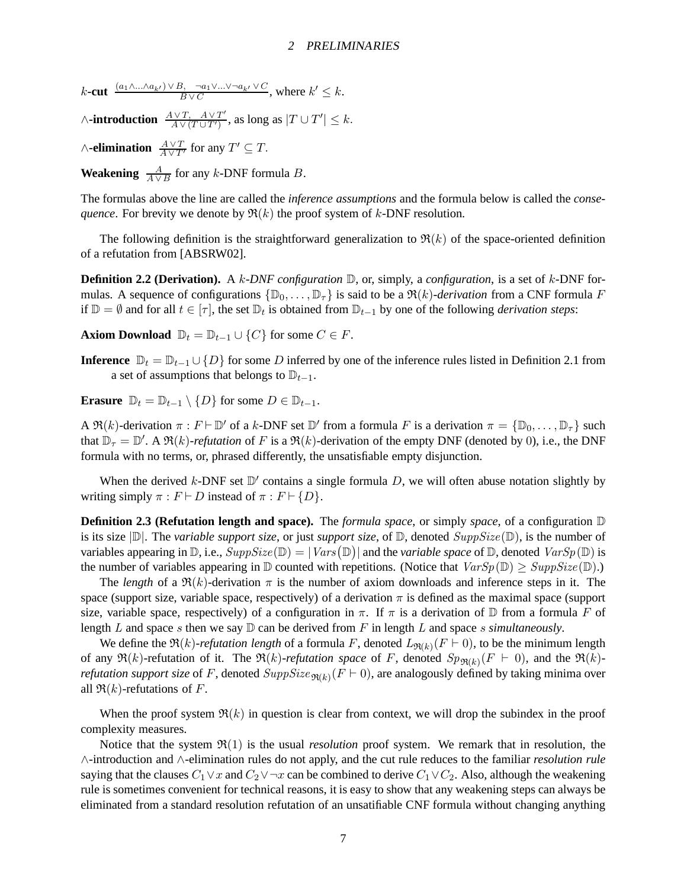**$k$-cut** $\frac{(a_1 \wedge \ldots \wedge a_{k'}) \vee B, \quad \neg a_1 \vee \ldots \vee \neg a_{k'} \vee C}{B \vee C}$, where $k' \leq k$.

**$\wedge$-introduction** $\frac{A \vee T, \quad A \vee T'}{A \vee (T \cup T')}$, as long as $|T \cup T'| \leq k$.

**$\wedge$-elimination** $\frac{A \vee T}{A \vee T'}$ for any $T' \subseteq T$.

**Weakening** $\frac{A}{A \vee B}$ for any $k$-DNF formula $B$.

The formulas above the line are called the *inference assumptions* and the formula below is called the *consequence*. For brevity we denote by $\mathfrak{R}(k)$ the proof system of $k$-DNF resolution.

The following definition is the straightforward generalization to $\mathfrak{R}(k)$ of the space-oriented definition of a refutation from [ABSRW02].

**Definition 2.2 (Derivation).** A *$k$-DNF configuration* $\mathbb{D}$, or, simply, a *configuration*, is a set of $k$-DNF formulas. A sequence of configurations $\{\mathbb{D}_0, \ldots, \mathbb{D}_\tau\}$ is said to be a *$\mathfrak{R}(k)$-derivation* from a CNF formula $F$ if $\mathbb{D} = \emptyset$ and for all $t \in [\tau]$, the set $\mathbb{D}_t$ is obtained from $\mathbb{D}_{t-1}$ by one of the following *derivation steps*:

**Axiom Download** $\mathbb{D}_t = \mathbb{D}_{t-1} \cup \{C\}$ for some $C \in F$.

**Inference** $\mathbb{D}_t = \mathbb{D}_{t-1} \cup \{D\}$ for some $D$ inferred by one of the inference rules listed in Definition 2.1 from a set of assumptions that belongs to $\mathbb{D}_{t-1}$.

**Erasure** $\mathbb{D}_t = \mathbb{D}_{t-1} \setminus \{D\}$ for some $D \in \mathbb{D}_{t-1}$.

A $\mathfrak{R}(k)$-derivation $\pi : F \vdash \mathbb{D}'$ of a $k$-DNF set $\mathbb{D}'$ from a formula $F$ is a derivation $\pi = \{\mathbb{D}_0, \ldots, \mathbb{D}_\tau\}$ such that $\mathbb{D}_\tau = \mathbb{D}'$. A *$\mathfrak{R}(k)$-refutation* of $F$ is a $\mathfrak{R}(k)$-derivation of the empty DNF (denoted by 0), i.e., the DNF formula with no terms, or, phrased differently, the unsatisfiable empty disjunction.

When the derived $k$-DNF set $\mathbb{D}'$ contains a single formula $D$, we will often abuse notation slightly by writing simply $\pi : F \vdash D$ instead of $\pi : F \vdash \{D\}$.

**Definition 2.3 (Refutation length and space).** The *formula space*, or simply *space*, of a configuration $\mathbb{D}$ is its size $|\mathbb{D}|$. The *variable support size*, or just *support size*, of $\mathbb{D}$, denoted $SuppSize(\mathbb{D})$, is the number of variables appearing in $\mathbb{D}$, i.e., $SuppSize(\mathbb{D}) = |\mathit{Vars}(\mathbb{D})|$ and the *variable space* of $\mathbb{D}$, denoted $VarSp(\mathbb{D})$ is the number of variables appearing in $\mathbb{D}$ counted with repetitions. (Notice that $VarSp(\mathbb{D}) \geq SuppSize(\mathbb{D})$.)

The *length* of a $\mathfrak{R}(k)$-derivation $\pi$ is the number of axiom downloads and inference steps in it. The space (support size, variable space, respectively) of a derivation $\pi$ is defined as the maximal space (support size, variable space, respectively) of a configuration in $\pi$. If $\pi$ is a derivation of $\mathbb{D}$ from a formula $F$ of length $L$ and space $s$ then we say $\mathbb{D}$ can be derived from $F$ in length $L$ and space $s$ *simultaneously*.

We define the *$\mathfrak{R}(k)$-refutation length* of a formula $F$, denoted $L_{\mathfrak{R}(k)}(F \vdash 0)$, to be the minimum length of any $\mathfrak{R}(k)$-refutation of it. The *$\mathfrak{R}(k)$-refutation space* of $F$, denoted $Sp_{\mathfrak{R}(k)}(F \vdash 0)$, and the *$\mathfrak{R}(k)$-refutation support size* of $F$, denoted $SuppSize_{\mathfrak{R}(k)}(F \vdash 0)$, are analogously defined by taking minima over all $\mathfrak{R}(k)$-refutations of $F$.

When the proof system $\mathfrak{R}(k)$ in question is clear from context, we will drop the subindex in the proof complexity measures.

Notice that the system $\mathfrak{R}(1)$ is the usual *resolution* proof system. We remark that in resolution, the $\wedge$-introduction and $\wedge$-elimination rules do not apply, and the cut rule reduces to the familiar *resolution rule* saying that the clauses $C_1 \vee x$ and $C_2 \vee \neg x$ can be combined to derive $C_1 \vee C_2$. Also, although the weakening rule is sometimes convenient for technical reasons, it is easy to show that any weakening steps can always be eliminated from a standard resolution refutation of an unsatifiable CNF formula without changing anything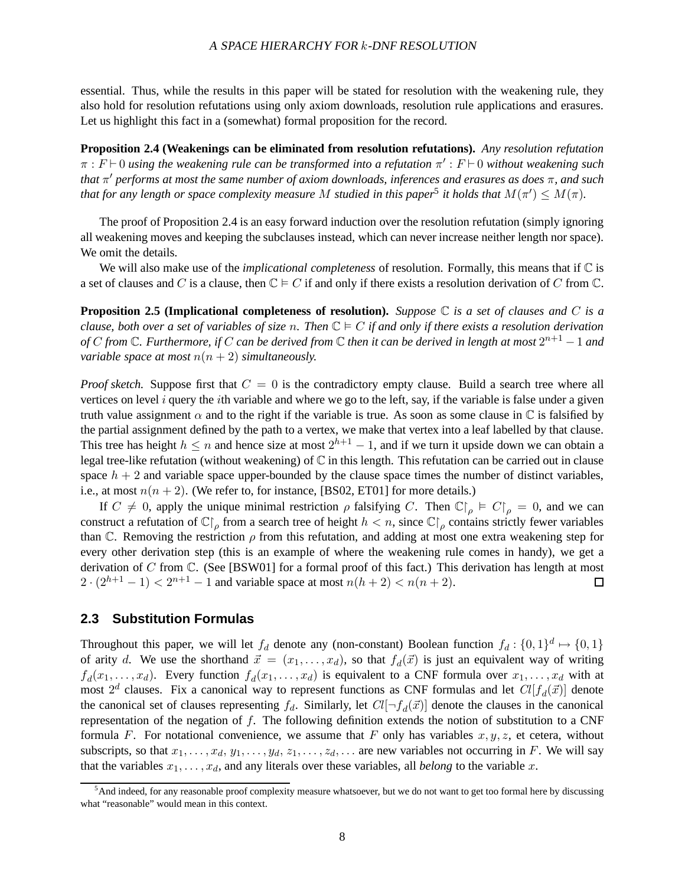essential. Thus, while the results in this paper will be stated for resolution with the weakening rule, they also hold for resolution refutations using only axiom downloads, resolution rule applications and erasures. Let us highlight this fact in a (somewhat) formal proposition for the record.

**Proposition 2.4 (Weakenings can be eliminated from resolution refutations).** *Any resolution refutation $\pi : F \vdash 0$ using the weakening rule can be transformed into a refutation $\pi' : F \vdash 0$ without weakening such that $\pi'$ performs at most the same number of axiom downloads, inferences and erasures as does $\pi$, and such that for any length or space complexity measure $M$ studied in this paper*[5] *it holds that $M(\pi') \leq M(\pi)$.*

The proof of Proposition 2.4 is an easy forward induction over the resolution refutation (simply ignoring all weakening moves and keeping the subclauses instead, which can never increase neither length nor space). We omit the details.

We will also make use of the *implicational completeness* of resolution. Formally, this means that if $\mathbb{C}$ is a set of clauses and $C$ is a clause, then $\mathbb{C} \vDash C$ if and only if there exists a resolution derivation of $C$ from $\mathbb{C}$.

**Proposition 2.5 (Implicational completeness of resolution).** *Suppose $\mathbb{C}$ is a set of clauses and $C$ is a clause, both over a set of variables of size $n$. Then $\mathbb{C} \vDash C$ if and only if there exists a resolution derivation of $C$ from $\mathbb{C}$. Furthermore, if $C$ can be derived from $\mathbb{C}$ then it can be derived in length at most $2^{n+1} - 1$ and variable space at most $n(n+2)$ simultaneously.*

*Proof sketch.* Suppose first that $C = 0$ is the contradictory empty clause. Build a search tree where all vertices on level $i$ query the $i$th variable and where we go to the left, say, if the variable is false under a given truth value assignment $\alpha$ and to the right if the variable is true. As soon as some clause in $\mathbb{C}$ is falsified by the partial assignment defined by the path to a vertex, we make that vertex into a leaf labelled by that clause. This tree has height $h \leq n$ and hence size at most $2^{h+1} - 1$, and if we turn it upside down we can obtain a legal tree-like refutation (without weakening) of $\mathbb{C}$ in this length. This refutation can be carried out in clause space $h + 2$ and variable space upper-bounded by the clause space times the number of distinct variables, i.e., at most $n(n + 2)$. (We refer to, for instance, [BS02, ET01] for more details.)

If $C \neq 0$, apply the unique minimal restriction $\rho$ falsifying $C$. Then $\mathbb{C}\restriction_\rho \vDash C\restriction_\rho = 0$, and we can construct a refutation of $\mathbb{C}\restriction_\rho$ from a search tree of height $h < n$, since $\mathbb{C}\restriction_\rho$ contains strictly fewer variables than $\mathbb{C}$. Removing the restriction $\rho$ from this refutation, and adding at most one extra weakening step for every other derivation step (this is an example of where the weakening rule comes in handy), we get a derivation of $C$ from $\mathbb{C}$. (See [BSW01] for a formal proof of this fact.) This derivation has length at most $2 \cdot (2^{h+1} - 1) < 2^{n+1} - 1$ and variable space at most $n(h + 2) < n(n + 2)$. ☐

## 2.3 Substitution Formulas

Throughout this paper, we will let $f_d$ denote any (non-constant) Boolean function $f_d : \{0,1\}^d \mapsto \{0,1\}$ of arity $d$. We use the shorthand $\vec{x} = (x_1, \ldots, x_d)$, so that $f_d(\vec{x})$ is just an equivalent way of writing $f_d(x_1, \ldots, x_d)$. Every function $f_d(x_1, \ldots, x_d)$ is equivalent to a CNF formula over $x_1, \ldots, x_d$ with at most $2^d$ clauses. Fix a canonical way to represent functions as CNF formulas and let $Cl[f_d(\vec{x})]$ denote the canonical set of clauses representing $f_d$. Similarly, let $Cl[\neg f_d(\vec{x})]$ denote the clauses in the canonical representation of the negation of $f$. The following definition extends the notion of substitution to a CNF formula $F$. For notational convenience, we assume that $F$ only has variables $x, y, z$, et cetera, without subscripts, so that $x_1, \ldots, x_d, y_1, \ldots, y_d, z_1, \ldots, z_d, \ldots$ are new variables not occurring in $F$. We will say that the variables $x_1, \ldots, x_d$, and any literals over these variables, all *belong* to the variable $x$.

[5]And indeed, for any reasonable proof complexity measure whatsoever, but we do not want to get too formal here by discussing what "reasonable" would mean in this context.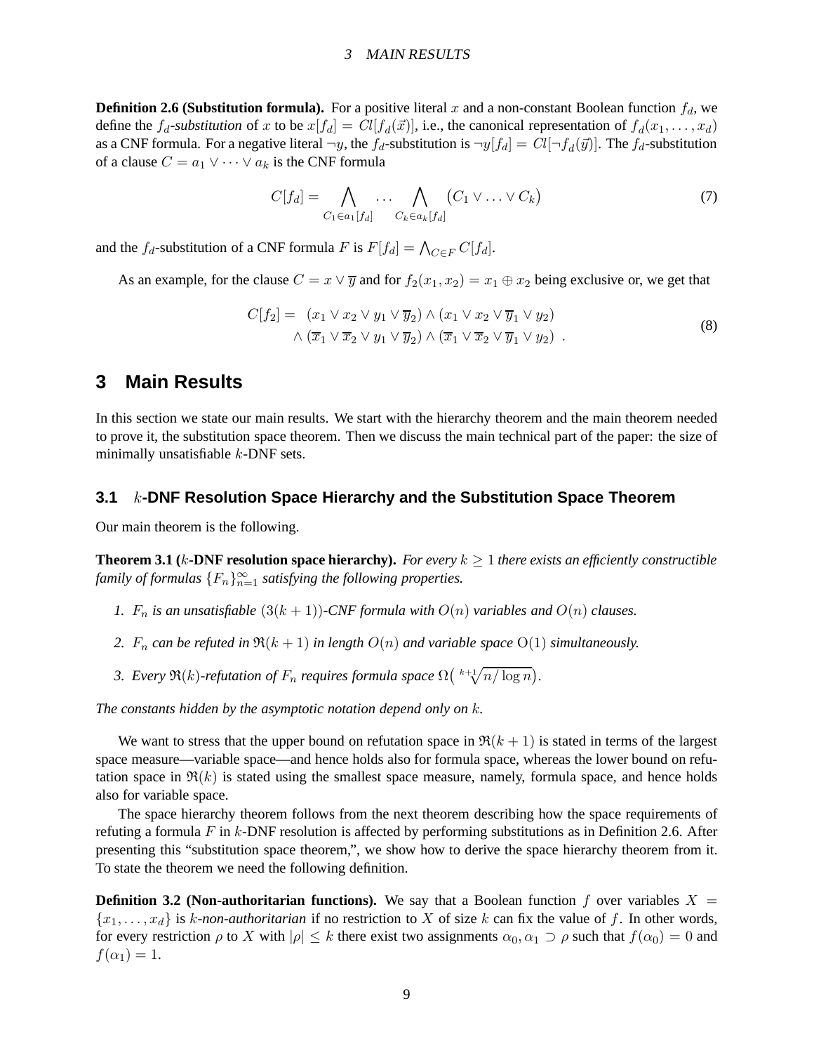**Definition 2.6 (Substitution formula).** For a positive literal $x$ and a non-constant Boolean function $f_d$, we define the $f_d$*-substitution* of $x$ to be $x[f_d] = Cl[f_d(\vec{x})]$, i.e., the canonical representation of $f_d(x_1, \ldots, x_d)$ as a CNF formula. For a negative literal $\neg y$, the $f_d$-substitution is $\neg y[f_d] = Cl[\neg f_d(\vec{y})]$. The $f_d$-substitution of a clause $C = a_1 \vee \cdots \vee a_k$ is the CNF formula

$$C[f_d] = \bigwedge_{C_1 \in a_1[f_d]} \cdots \bigwedge_{C_k \in a_k[f_d]} \bigl(C_1 \vee \ldots \vee C_k\bigr) \tag{7}$$

and the $f_d$-substitution of a CNF formula $F$ is $F[f_d] = \bigwedge_{C \in F} C[f_d]$.

As an example, for the clause $C = x \vee \overline{y}$ and for $f_2(x_1, x_2) = x_1 \oplus x_2$ being exclusive or, we get that

$$\begin{aligned} C[f_2] = \; & (x_1 \vee x_2 \vee y_1 \vee \overline{y}_2) \wedge (x_1 \vee x_2 \vee \overline{y}_1 \vee y_2) \\ & \wedge (\overline{x}_1 \vee \overline{x}_2 \vee y_1 \vee \overline{y}_2) \wedge (\overline{x}_1 \vee \overline{x}_2 \vee \overline{y}_1 \vee y_2) \; . \end{aligned} \tag{8}$$

# 3 Main Results

In this section we state our main results. We start with the hierarchy theorem and the main theorem needed to prove it, the substitution space theorem. Then we discuss the main technical part of the paper: the size of minimally unsatisfiable $k$-DNF sets.

## 3.1 $k$-DNF Resolution Space Hierarchy and the Substitution Space Theorem

Our main theorem is the following.

**Theorem 3.1 ($k$-DNF resolution space hierarchy).** *For every $k \geq 1$ there exists an efficiently constructible family of formulas $\{F_n\}_{n=1}^{\infty}$ satisfying the following properties.*

1. *$F_n$ is an unsatisfiable $(3(k+1))$-CNF formula with $O(n)$ variables and $O(n)$ clauses.*
2. *$F_n$ can be refuted in $\mathfrak{R}(k+1)$ in length $O(n)$ and variable space $\mathrm{O}(1)$ simultaneously.*
3. *Every $\mathfrak{R}(k)$-refutation of $F_n$ requires formula space $\Omega\bigl(\sqrt[k+1]{n/\log n}\bigr)$.*

*The constants hidden by the asymptotic notation depend only on $k$.*

We want to stress that the upper bound on refutation space in $\mathfrak{R}(k+1)$ is stated in terms of the largest space measure—variable space—and hence holds also for formula space, whereas the lower bound on refutation space in $\mathfrak{R}(k)$ is stated using the smallest space measure, namely, formula space, and hence holds also for variable space.

The space hierarchy theorem follows from the next theorem describing how the space requirements of refuting a formula $F$ in $k$-DNF resolution is affected by performing substitutions as in Definition 2.6. After presenting this "substitution space theorem,", we show how to derive the space hierarchy theorem from it. To state the theorem we need the following definition.

**Definition 3.2 (Non-authoritarian functions).** We say that a Boolean function $f$ over variables $X = \{x_1, \ldots, x_d\}$ is $k$*-non-authoritarian* if no restriction to $X$ of size $k$ can fix the value of $f$. In other words, for every restriction $\rho$ to $X$ with $|\rho| \leq k$ there exist two assignments $\alpha_0, \alpha_1 \supset \rho$ such that $f(\alpha_0) = 0$ and $f(\alpha_1) = 1$.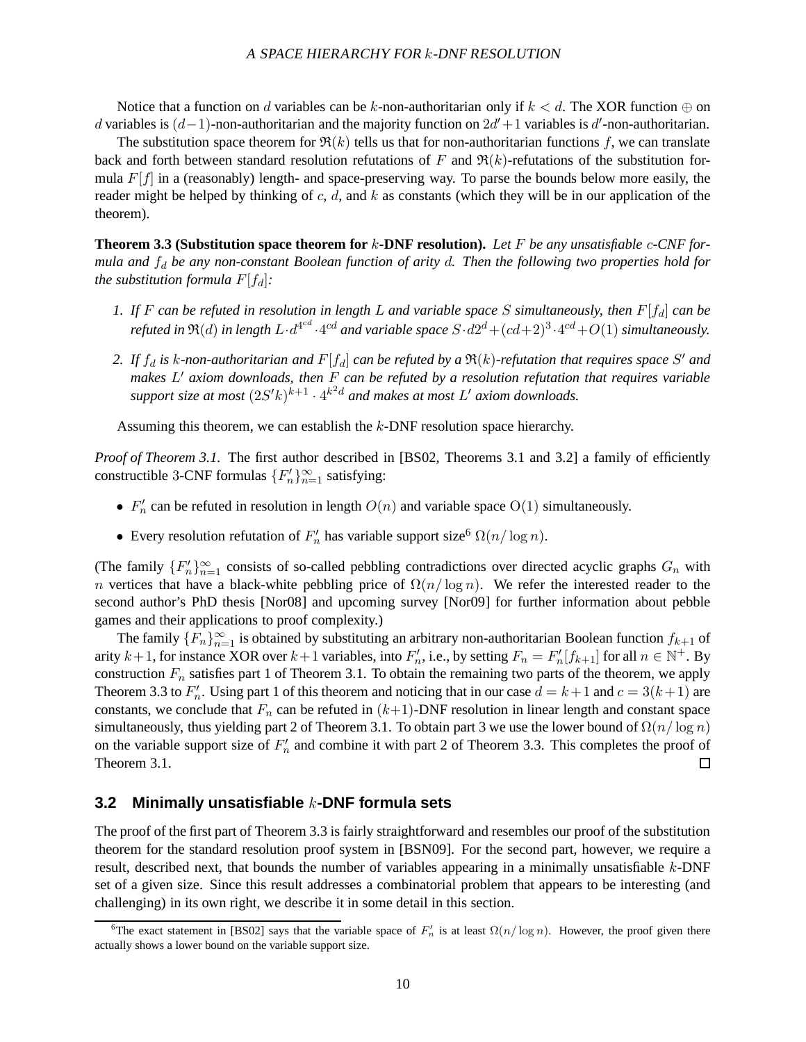Notice that a function on $d$ variables can be $k$-non-authoritarian only if $k < d$. The XOR function $\oplus$ on $d$ variables is $(d-1)$-non-authoritarian and the majority function on $2d'+1$ variables is $d'$-non-authoritarian.

The substitution space theorem for $\mathfrak{R}(k)$ tells us that for non-authoritarian functions $f$, we can translate back and forth between standard resolution refutations of $F$ and $\mathfrak{R}(k)$-refutations of the substitution formula $F[f]$ in a (reasonably) length- and space-preserving way. To parse the bounds below more easily, the reader might be helped by thinking of $c$, $d$, and $k$ as constants (which they will be in our application of the theorem).

**Theorem 3.3 (Substitution space theorem for $k$-DNF resolution).** *Let $F$ be any unsatisfiable $c$-CNF formula and $f_d$ be any non-constant Boolean function of arity $d$. Then the following two properties hold for the substitution formula $F[f_d]$:*

1. *If $F$ can be refuted in resolution in length $L$ and variable space $S$ simultaneously, then $F[f_d]$ can be refuted in $\mathfrak{R}(d)$ in length $L \cdot d^{4^{cd}} \cdot 4^{cd}$ and variable space $S \cdot d2^d + (cd+2)^3 \cdot 4^{cd} + O(1)$ simultaneously.*
2. *If $f_d$ is $k$-non-authoritarian and $F[f_d]$ can be refuted by a $\mathfrak{R}(k)$-refutation that requires space $S'$ and makes $L'$ axiom downloads, then $F$ can be refuted by a resolution refutation that requires variable support size at most $(2S'k)^{k+1} \cdot 4^{k^2 d}$ and makes at most $L'$ axiom downloads.*

Assuming this theorem, we can establish the $k$-DNF resolution space hierarchy.

*Proof of Theorem 3.1.* The first author described in [BS02, Theorems 3.1 and 3.2] a family of efficiently constructible 3-CNF formulas $\{F'_n\}_{n=1}^{\infty}$ satisfying:

- $F'_n$ can be refuted in resolution in length $O(n)$ and variable space $O(1)$ simultaneously.
- Every resolution refutation of $F'_n$ has variable support size[6] $\Omega(n/\log n)$.

(The family $\{F'_n\}_{n=1}^{\infty}$ consists of so-called pebbling contradictions over directed acyclic graphs $G_n$ with $n$ vertices that have a black-white pebbling price of $\Omega(n/\log n)$. We refer the interested reader to the second author's PhD thesis [Nor08] and upcoming survey [Nor09] for further information about pebble games and their applications to proof complexity.)

The family $\{F_n\}_{n=1}^{\infty}$ is obtained by substituting an arbitrary non-authoritarian Boolean function $f_{k+1}$ of arity $k+1$, for instance XOR over $k+1$ variables, into $F'_n$, i.e., by setting $F_n = F'_n[f_{k+1}]$ for all $n \in \mathbb{N}^+$. By construction $F_n$ satisfies part 1 of Theorem 3.1. To obtain the remaining two parts of the theorem, we apply Theorem 3.3 to $F'_n$. Using part 1 of this theorem and noticing that in our case $d = k+1$ and $c = 3(k+1)$ are constants, we conclude that $F_n$ can be refuted in $(k+1)$-DNF resolution in linear length and constant space simultaneously, thus yielding part 2 of Theorem 3.1. To obtain part 3 we use the lower bound of $\Omega(n/\log n)$ on the variable support size of $F'_n$ and combine it with part 2 of Theorem 3.3. This completes the proof of Theorem 3.1. $\square$

## 3.2 Minimally unsatisfiable $k$-DNF formula sets

The proof of the first part of Theorem 3.3 is fairly straightforward and resembles our proof of the substitution theorem for the standard resolution proof system in [BSN09]. For the second part, however, we require a result, described next, that bounds the number of variables appearing in a minimally unsatisfiable $k$-DNF set of a given size. Since this result addresses a combinatorial problem that appears to be interesting (and challenging) in its own right, we describe it in some detail in this section.

[6] The exact statement in [BS02] says that the variable space of $F'_n$ is at least $\Omega(n/\log n)$. However, the proof given there actually shows a lower bound on the variable support size.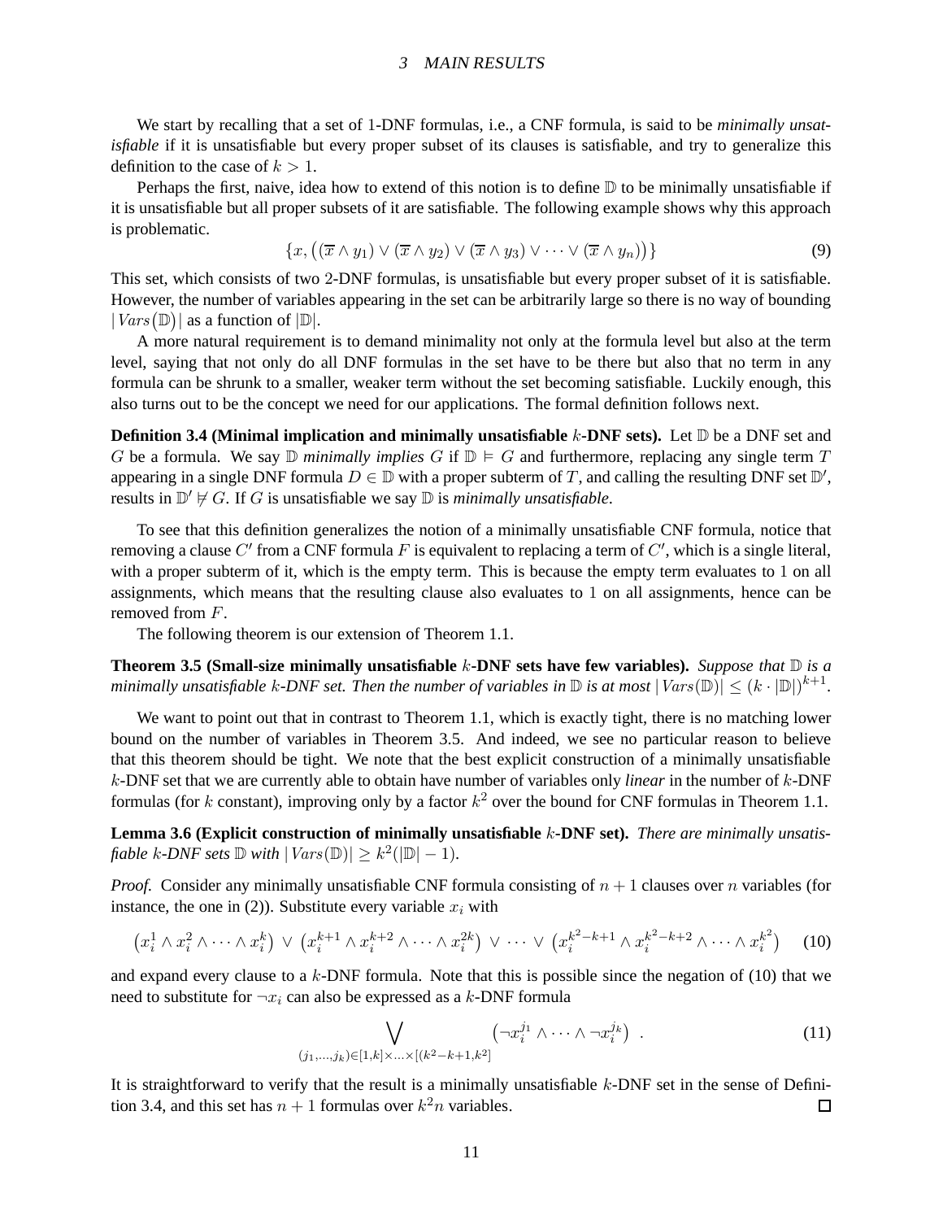We start by recalling that a set of 1-DNF formulas, i.e., a CNF formula, is said to be *minimally unsatisfiable* if it is unsatisfiable but every proper subset of its clauses is satisfiable, and try to generalize this definition to the case of $k > 1$.

Perhaps the first, naive, idea how to extend of this notion is to define $\mathbb{D}$ to be minimally unsatisfiable if it is unsatisfiable but all proper subsets of it are satisfiable. The following example shows why this approach is problematic.

$$\{x, \left((\overline{x} \wedge y_1) \vee (\overline{x} \wedge y_2) \vee (\overline{x} \wedge y_3) \vee \cdots \vee (\overline{x} \wedge y_n)\right)\} \tag{9}$$

This set, which consists of two 2-DNF formulas, is unsatisfiable but every proper subset of it is satisfiable. However, the number of variables appearing in the set can be arbitrarily large so there is no way of bounding $|\mathit{Vars}(\mathbb{D})|$ as a function of $|\mathbb{D}|$.

A more natural requirement is to demand minimality not only at the formula level but also at the term level, saying that not only do all DNF formulas in the set have to be there but also that no term in any formula can be shrunk to a smaller, weaker term without the set becoming satisfiable. Luckily enough, this also turns out to be the concept we need for our applications. The formal definition follows next.

**Definition 3.4 (Minimal implication and minimally unsatisfiable $k$-DNF sets).** Let $\mathbb{D}$ be a DNF set and $G$ be a formula. We say $\mathbb{D}$ *minimally implies* $G$ if $\mathbb{D} \vDash G$ and furthermore, replacing any single term $T$ appearing in a single DNF formula $D \in \mathbb{D}$ with a proper subterm of $T$, and calling the resulting DNF set $\mathbb{D}'$, results in $\mathbb{D}' \nvDash G$. If $G$ is unsatisfiable we say $\mathbb{D}$ is *minimally unsatisfiable*.

To see that this definition generalizes the notion of a minimally unsatisfiable CNF formula, notice that removing a clause $C'$ from a CNF formula $F$ is equivalent to replacing a term of $C'$, which is a single literal, with a proper subterm of it, which is the empty term. This is because the empty term evaluates to 1 on all assignments, which means that the resulting clause also evaluates to 1 on all assignments, hence can be removed from $F$.

The following theorem is our extension of Theorem 1.1.

**Theorem 3.5 (Small-size minimally unsatisfiable $k$-DNF sets have few variables).** *Suppose that $\mathbb{D}$ is a minimally unsatisfiable $k$-DNF set. Then the number of variables in $\mathbb{D}$ is at most $|\mathit{Vars}(\mathbb{D})| \leq (k \cdot |\mathbb{D}|)^{k+1}$.*

We want to point out that in contrast to Theorem 1.1, which is exactly tight, there is no matching lower bound on the number of variables in Theorem 3.5. And indeed, we see no particular reason to believe that this theorem should be tight. We note that the best explicit construction of a minimally unsatisfiable $k$-DNF set that we are currently able to obtain have number of variables only *linear* in the number of $k$-DNF formulas (for $k$ constant), improving only by a factor $k^2$ over the bound for CNF formulas in Theorem 1.1.

**Lemma 3.6 (Explicit construction of minimally unsatisfiable $k$-DNF set).** *There are minimally unsatisfiable $k$-DNF sets $\mathbb{D}$ with $|\mathit{Vars}(\mathbb{D})| \geq k^2(|\mathbb{D}| - 1)$.*

*Proof.* Consider any minimally unsatisfiable CNF formula consisting of $n + 1$ clauses over $n$ variables (for instance, the one in (2)). Substitute every variable $x_i$ with

$$\left(x_i^1 \wedge x_i^2 \wedge \cdots \wedge x_i^k\right) \vee \left(x_i^{k+1} \wedge x_i^{k+2} \wedge \cdots \wedge x_i^{2k}\right) \vee \cdots \vee \left(x_i^{k^2-k+1} \wedge x_i^{k^2-k+2} \wedge \cdots \wedge x_i^{k^2}\right) \tag{10}$$

and expand every clause to a $k$-DNF formula. Note that this is possible since the negation of (10) that we need to substitute for $\neg x_i$ can also be expressed as a $k$-DNF formula

$$\bigvee_{(j_1,\ldots,j_k) \in [1,k] \times \ldots \times [(k^2-k+1,k^2]} \left(\neg x_i^{j_1} \wedge \cdots \wedge \neg x_i^{j_k}\right) \ . \tag{11}$$

It is straightforward to verify that the result is a minimally unsatisfiable $k$-DNF set in the sense of Definition 3.4, and this set has $n + 1$ formulas over $k^2 n$ variables. ∎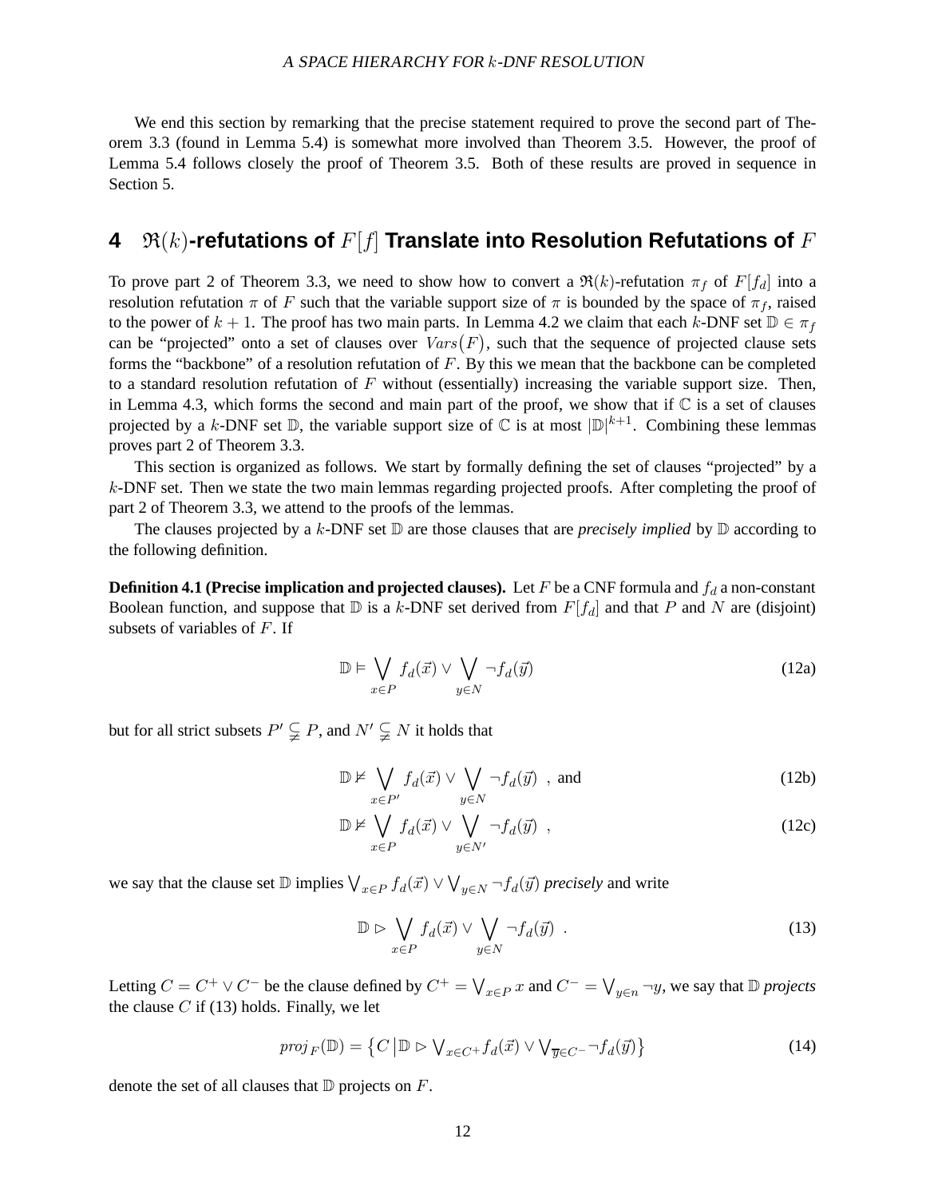We end this section by remarking that the precise statement required to prove the second part of Theorem 3.3 (found in Lemma 5.4) is somewhat more involved than Theorem 3.5. However, the proof of Lemma 5.4 follows closely the proof of Theorem 3.5. Both of these results are proved in sequence in Section 5.

# 4 $\mathfrak{R}(k)$-refutations of $F[f]$ Translate into Resolution Refutations of $F$

To prove part 2 of Theorem 3.3, we need to show how to convert a $\mathfrak{R}(k)$-refutation $\pi_f$ of $F[f_d]$ into a resolution refutation $\pi$ of $F$ such that the variable support size of $\pi$ is bounded by the space of $\pi_f$, raised to the power of $k+1$. The proof has two main parts. In Lemma 4.2 we claim that each $k$-DNF set $\mathbb{D} \in \pi_f$ can be "projected" onto a set of clauses over $Vars(F)$, such that the sequence of projected clause sets forms the "backbone" of a resolution refutation of $F$. By this we mean that the backbone can be completed to a standard resolution refutation of $F$ without (essentially) increasing the variable support size. Then, in Lemma 4.3, which forms the second and main part of the proof, we show that if $\mathbb{C}$ is a set of clauses projected by a $k$-DNF set $\mathbb{D}$, the variable support size of $\mathbb{C}$ is at most $|\mathbb{D}|^{k+1}$. Combining these lemmas proves part 2 of Theorem 3.3.

This section is organized as follows. We start by formally defining the set of clauses "projected" by a $k$-DNF set. Then we state the two main lemmas regarding projected proofs. After completing the proof of part 2 of Theorem 3.3, we attend to the proofs of the lemmas.

The clauses projected by a $k$-DNF set $\mathbb{D}$ are those clauses that are *precisely implied* by $\mathbb{D}$ according to the following definition.

**Definition 4.1 (Precise implication and projected clauses).** Let $F$ be a CNF formula and $f_d$ a non-constant Boolean function, and suppose that $\mathbb{D}$ is a $k$-DNF set derived from $F[f_d]$ and that $P$ and $N$ are (disjoint) subsets of variables of $F$. If

$$\mathbb{D} \vDash \bigvee_{x \in P} f_d(\vec{x}) \vee \bigvee_{y \in N} \neg f_d(\vec{y}) \tag{12a}$$

but for all strict subsets $P' \subsetneq P$, and $N' \subsetneq N$ it holds that

$$\mathbb{D} \nvDash \bigvee_{x \in P'} f_d(\vec{x}) \vee \bigvee_{y \in N} \neg f_d(\vec{y}) \ \ \text{, and} \tag{12b}$$

$$\mathbb{D} \nvDash \bigvee_{x \in P} f_d(\vec{x}) \vee \bigvee_{y \in N'} \neg f_d(\vec{y}) \ \ , \tag{12c}$$

we say that the clause set $\mathbb{D}$ implies $\bigvee_{x \in P} f_d(\vec{x}) \vee \bigvee_{y \in N} \neg f_d(\vec{y})$ *precisely* and write

$$\mathbb{D} \rhd \bigvee_{x \in P} f_d(\vec{x}) \vee \bigvee_{y \in N} \neg f_d(\vec{y}) \ \ . \tag{13}$$

Letting $C = C^+ \vee C^-$ be the clause defined by $C^+ = \bigvee_{x \in P} x$ and $C^- = \bigvee_{y \in n} \neg y$, we say that $\mathbb{D}$ *projects* the clause $C$ if (13) holds. Finally, we let

$$proj_F(\mathbb{D}) = \left\{ C \,\middle|\, \mathbb{D} \rhd \bigvee_{x \in C^+} f_d(\vec{x}) \vee \bigvee_{\overline{y} \in C^-} \neg f_d(\vec{y}) \right\} \tag{14}$$

denote the set of all clauses that $\mathbb{D}$ projects on $F$.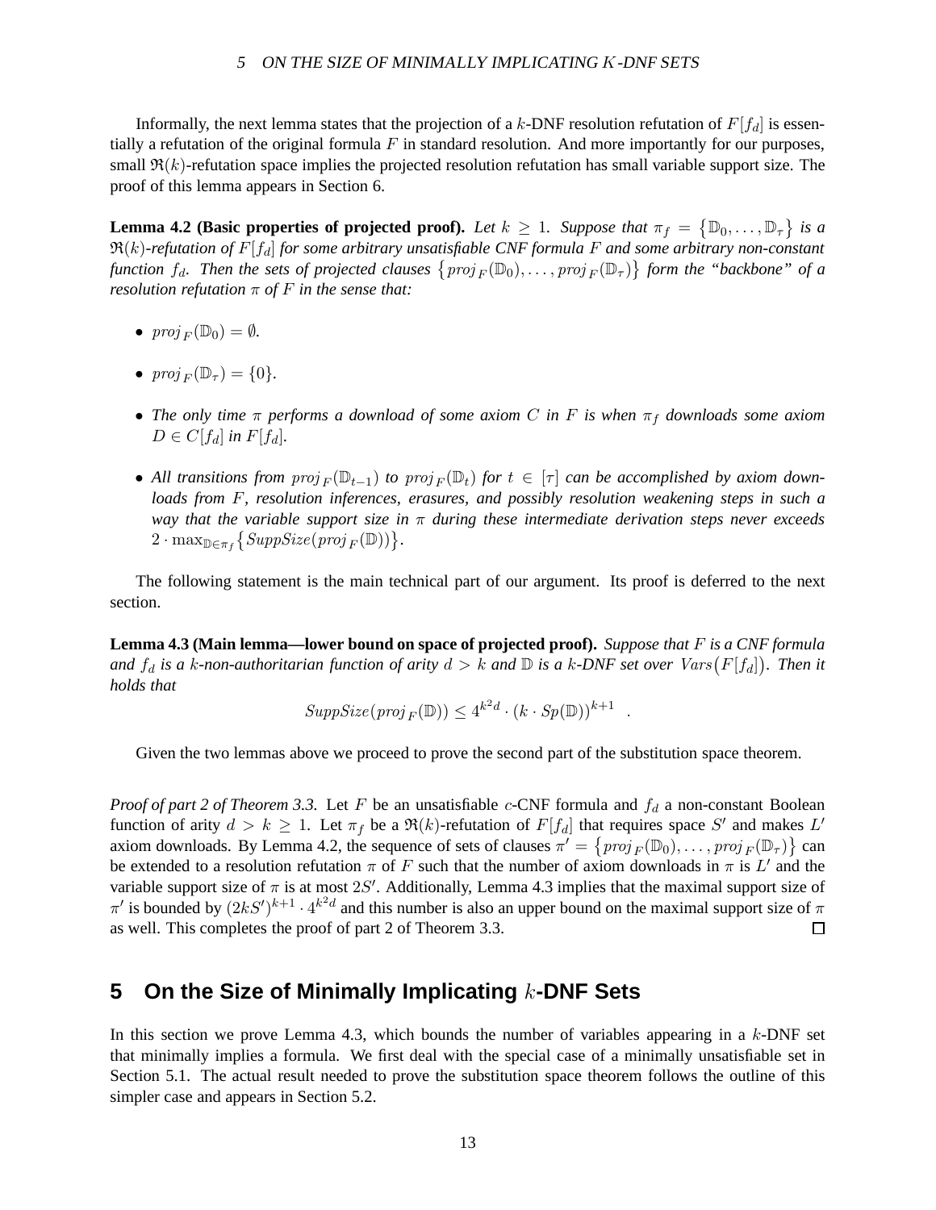Informally, the next lemma states that the projection of a $k$-DNF resolution refutation of $F[f_d]$ is essentially a refutation of the original formula $F$ in standard resolution. And more importantly for our purposes, small $\mathfrak{R}(k)$-refutation space implies the projected resolution refutation has small variable support size. The proof of this lemma appears in Section 6.

**Lemma 4.2 (Basic properties of projected proof).** *Let $k \geq 1$. Suppose that $\pi_f = \{\mathbb{D}_0, \ldots, \mathbb{D}_\tau\}$ is a $\mathfrak{R}(k)$-refutation of $F[f_d]$ for some arbitrary unsatisfiable CNF formula $F$ and some arbitrary non-constant function $f_d$. Then the sets of projected clauses $\{proj_F(\mathbb{D}_0), \ldots, proj_F(\mathbb{D}_\tau)\}$ form the "backbone" of a resolution refutation $\pi$ of $F$ in the sense that:*

- $proj_F(\mathbb{D}_0) = \emptyset$.
- $proj_F(\mathbb{D}_\tau) = \{0\}$.
- *The only time $\pi$ performs a download of some axiom $C$ in $F$ is when $\pi_f$ downloads some axiom $D \in C[f_d]$ in $F[f_d]$.*
- *All transitions from $proj_F(\mathbb{D}_{t-1})$ to $proj_F(\mathbb{D}_t)$ for $t \in [\tau]$ can be accomplished by axiom downloads from $F$, resolution inferences, erasures, and possibly resolution weakening steps in such a way that the variable support size in $\pi$ during these intermediate derivation steps never exceeds $2 \cdot \max_{\mathbb{D} \in \pi_f}\{SuppSize(proj_F(\mathbb{D}))\}$.*

The following statement is the main technical part of our argument. Its proof is deferred to the next section.

**Lemma 4.3 (Main lemma—lower bound on space of projected proof).** *Suppose that $F$ is a CNF formula and $f_d$ is a $k$-non-authoritarian function of arity $d > k$ and $\mathbb{D}$ is a $k$-DNF set over $Vars(F[f_d])$. Then it holds that*

$$SuppSize(proj_F(\mathbb{D})) \leq 4^{k^2 d} \cdot (k \cdot Sp(\mathbb{D}))^{k+1} \quad .$$

Given the two lemmas above we proceed to prove the second part of the substitution space theorem.

*Proof of part 2 of Theorem 3.3.* Let $F$ be an unsatisfiable $c$-CNF formula and $f_d$ a non-constant Boolean function of arity $d > k \geq 1$. Let $\pi_f$ be a $\mathfrak{R}(k)$-refutation of $F[f_d]$ that requires space $S'$ and makes $L'$ axiom downloads. By Lemma 4.2, the sequence of sets of clauses $\pi' = \{proj_F(\mathbb{D}_0), \ldots, proj_F(\mathbb{D}_\tau)\}$ can be extended to a resolution refutation $\pi$ of $F$ such that the number of axiom downloads in $\pi$ is $L'$ and the variable support size of $\pi$ is at most $2S'$. Additionally, Lemma 4.3 implies that the maximal support size of $\pi'$ is bounded by $(2kS')^{k+1} \cdot 4^{k^2 d}$ and this number is also an upper bound on the maximal support size of $\pi$ as well. This completes the proof of part 2 of Theorem 3.3. ☐

## 5 On the Size of Minimally Implicating $k$-DNF Sets

In this section we prove Lemma 4.3, which bounds the number of variables appearing in a $k$-DNF set that minimally implies a formula. We first deal with the special case of a minimally unsatisfiable set in Section 5.1. The actual result needed to prove the substitution space theorem follows the outline of this simpler case and appears in Section 5.2.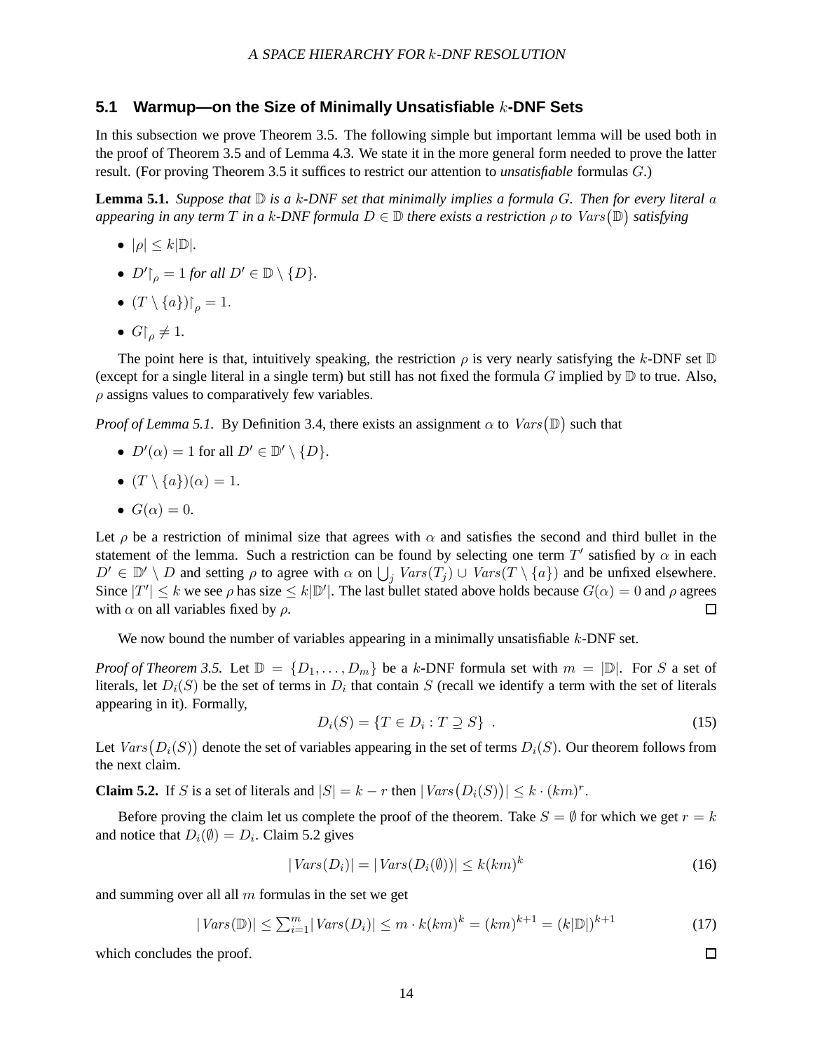## 5.1 Warmup—on the Size of Minimally Unsatisfiable $k$-DNF Sets

In this subsection we prove Theorem 3.5. The following simple but important lemma will be used both in the proof of Theorem 3.5 and of Lemma 4.3. We state it in the more general form needed to prove the latter result. (For proving Theorem 3.5 it suffices to restrict our attention to *unsatisfiable* formulas $G$.)

**Lemma 5.1.** *Suppose that $\mathbb{D}$ is a $k$-DNF set that minimally implies a formula $G$. Then for every literal $a$ appearing in any term $T$ in a $k$-DNF formula $D \in \mathbb{D}$ there exists a restriction $\rho$ to $Vars(\mathbb{D})$ satisfying*

- $|\rho| \leq k|\mathbb{D}|$.
- $D'{\restriction}_{\rho} = 1$ *for all* $D' \in \mathbb{D} \setminus \{D\}$.
- $(T \setminus \{a\}){\restriction}_{\rho} = 1$.
- $G{\restriction}_{\rho} \neq 1$.

The point here is that, intuitively speaking, the restriction $\rho$ is very nearly satisfying the $k$-DNF set $\mathbb{D}$ (except for a single literal in a single term) but still has not fixed the formula $G$ implied by $\mathbb{D}$ to true. Also, $\rho$ assigns values to comparatively few variables.

*Proof of Lemma 5.1.* By Definition 3.4, there exists an assignment $\alpha$ to $Vars(\mathbb{D})$ such that

- $D'(\alpha) = 1$ for all $D' \in \mathbb{D}' \setminus \{D\}$.
- $(T \setminus \{a\})(\alpha) = 1$.
- $G(\alpha) = 0$.

Let $\rho$ be a restriction of minimal size that agrees with $\alpha$ and satisfies the second and third bullet in the statement of the lemma. Such a restriction can be found by selecting one term $T'$ satisfied by $\alpha$ in each $D' \in \mathbb{D}' \setminus D$ and setting $\rho$ to agree with $\alpha$ on $\bigcup_j Vars(T_j) \cup Vars(T \setminus \{a\})$ and be unfixed elsewhere. Since $|T'| \leq k$ we see $\rho$ has size $\leq k|\mathbb{D}'|$. The last bullet stated above holds because $G(\alpha) = 0$ and $\rho$ agrees with $\alpha$ on all variables fixed by $\rho$. ◻

We now bound the number of variables appearing in a minimally unsatisfiable $k$-DNF set.

*Proof of Theorem 3.5.* Let $\mathbb{D} = \{D_1, \ldots, D_m\}$ be a $k$-DNF formula set with $m = |\mathbb{D}|$. For $S$ a set of literals, let $D_i(S)$ be the set of terms in $D_i$ that contain $S$ (recall we identify a term with the set of literals appearing in it). Formally,

$$D_i(S) = \{T \in D_i : T \supseteq S\} \ . \tag{15}$$

Let $Vars(D_i(S))$ denote the set of variables appearing in the set of terms $D_i(S)$. Our theorem follows from the next claim.

**Claim 5.2.** If $S$ is a set of literals and $|S| = k - r$ then $|Vars(D_i(S))| \leq k \cdot (km)^r$.

Before proving the claim let us complete the proof of the theorem. Take $S = \emptyset$ for which we get $r = k$ and notice that $D_i(\emptyset) = D_i$. Claim 5.2 gives

$$|Vars(D_i)| = |Vars(D_i(\emptyset))| \leq k(km)^k \tag{16}$$

and summing over all all $m$ formulas in the set we get

$$|Vars(\mathbb{D})| \leq \textstyle\sum_{i=1}^{m} |Vars(D_i)| \leq m \cdot k(km)^k = (km)^{k+1} = (k|\mathbb{D}|)^{k+1} \tag{17}$$

which concludes the proof. ◻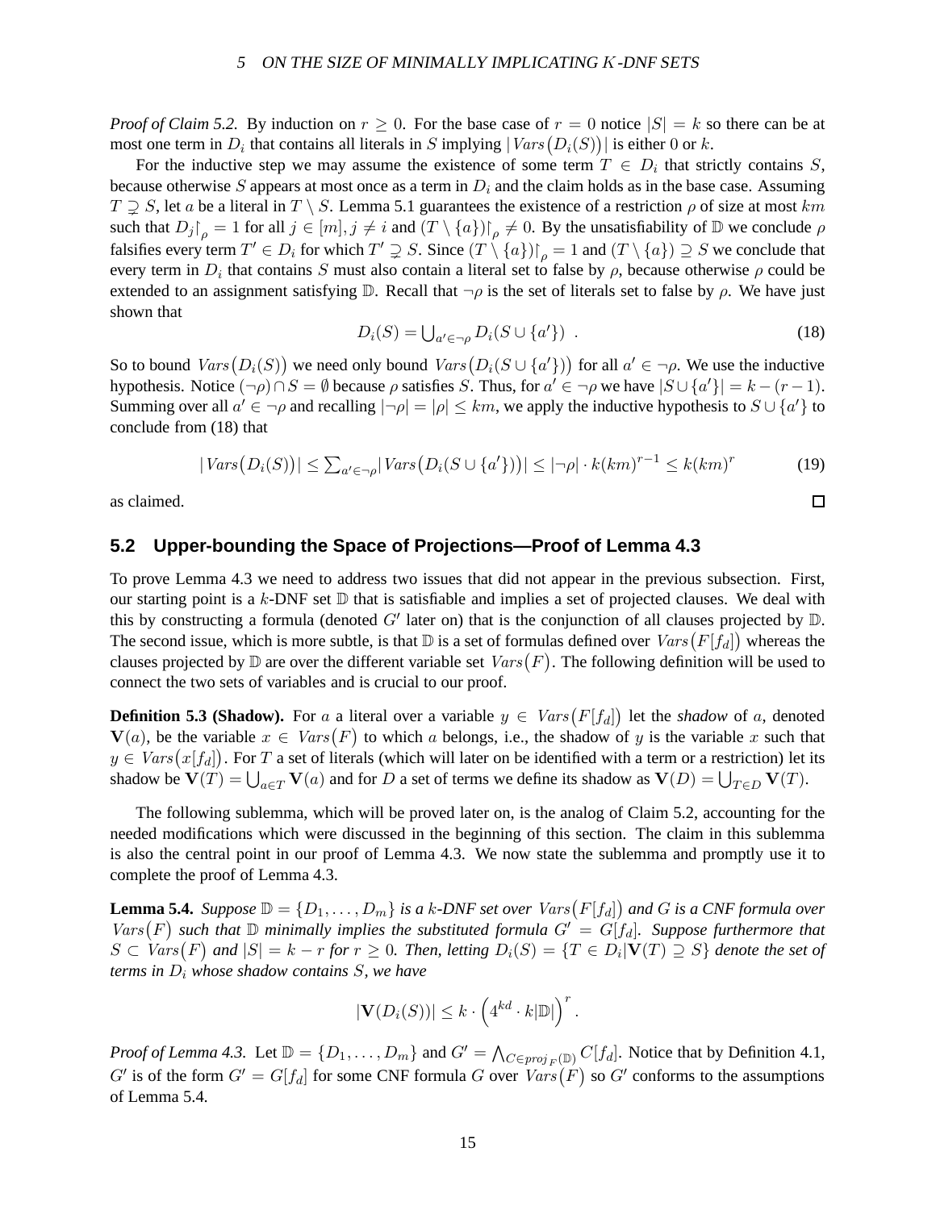*Proof of Claim 5.2.* By induction on $r \geq 0$. For the base case of $r = 0$ notice $|S| = k$ so there can be at most one term in $D_i$ that contains all literals in $S$ implying $|\mathit{Vars}(D_i(S))|$ is either $0$ or $k$.

For the inductive step we may assume the existence of some term $T \in D_i$ that strictly contains $S$, because otherwise $S$ appears at most once as a term in $D_i$ and the claim holds as in the base case. Assuming $T \supsetneq S$, let $a$ be a literal in $T \setminus S$. Lemma 5.1 guarantees the existence of a restriction $\rho$ of size at most $km$ such that $D_j\restriction_\rho = 1$ for all $j \in [m], j \neq i$ and $(T \setminus \{a\})\restriction_\rho \neq 0$. By the unsatisfiability of $\mathbb{D}$ we conclude $\rho$ falsifies every term $T' \in D_i$ for which $T' \supsetneq S$. Since $(T \setminus \{a\})\restriction_\rho = 1$ and $(T \setminus \{a\}) \supseteq S$ we conclude that every term in $D_i$ that contains $S$ must also contain a literal set to false by $\rho$, because otherwise $\rho$ could be extended to an assignment satisfying $\mathbb{D}$. Recall that $\neg\rho$ is the set of literals set to false by $\rho$. We have just shown that

$$D_i(S) = \bigcup_{a' \in \neg\rho} D_i(S \cup \{a'\}) \quad . \tag{18}$$

So to bound $\mathit{Vars}(D_i(S))$ we need only bound $\mathit{Vars}(D_i(S \cup \{a'\}))$ for all $a' \in \neg\rho$. We use the inductive hypothesis. Notice $(\neg\rho) \cap S = \emptyset$ because $\rho$ satisfies $S$. Thus, for $a' \in \neg\rho$ we have $|S \cup \{a'\}| = k - (r-1)$. Summing over all $a' \in \neg\rho$ and recalling $|\neg\rho| = |\rho| \leq km$, we apply the inductive hypothesis to $S \cup \{a'\}$ to conclude from (18) that

$$|\mathit{Vars}(D_i(S))| \leq \sum_{a' \in \neg\rho} |\mathit{Vars}(D_i(S \cup \{a'\}))| \leq |\neg\rho| \cdot k(km)^{r-1} \leq k(km)^r \tag{19}$$

as claimed. ∎

## 5.2 Upper-bounding the Space of Projections—Proof of Lemma 4.3

To prove Lemma 4.3 we need to address two issues that did not appear in the previous subsection. First, our starting point is a $k$-DNF set $\mathbb{D}$ that is satisfiable and implies a set of projected clauses. We deal with this by constructing a formula (denoted $G'$ later on) that is the conjunction of all clauses projected by $\mathbb{D}$. The second issue, which is more subtle, is that $\mathbb{D}$ is a set of formulas defined over $\mathit{Vars}(F[f_d])$ whereas the clauses projected by $\mathbb{D}$ are over the different variable set $\mathit{Vars}(F)$. The following definition will be used to connect the two sets of variables and is crucial to our proof.

**Definition 5.3 (Shadow).** For $a$ a literal over a variable $y \in \mathit{Vars}(F[f_d])$ let the *shadow* of $a$, denoted $\mathbf{V}(a)$, be the variable $x \in \mathit{Vars}(F)$ to which $a$ belongs, i.e., the shadow of $y$ is the variable $x$ such that $y \in \mathit{Vars}(x[f_d])$. For $T$ a set of literals (which will later on be identified with a term or a restriction) let its shadow be $\mathbf{V}(T) = \bigcup_{a \in T} \mathbf{V}(a)$ and for $D$ a set of terms we define its shadow as $\mathbf{V}(D) = \bigcup_{T \in D} \mathbf{V}(T)$.

The following sublemma, which will be proved later on, is the analog of Claim 5.2, accounting for the needed modifications which were discussed in the beginning of this section. The claim in this sublemma is also the central point in our proof of Lemma 4.3. We now state the sublemma and promptly use it to complete the proof of Lemma 4.3.

**Lemma 5.4.** *Suppose $\mathbb{D} = \{D_1, \ldots, D_m\}$ is a $k$-DNF set over $\mathit{Vars}(F[f_d])$ and $G$ is a CNF formula over $\mathit{Vars}(F)$ such that $\mathbb{D}$ minimally implies the substituted formula $G' = G[f_d]$. Suppose furthermore that $S \subset \mathit{Vars}(F)$ and $|S| = k - r$ for $r \geq 0$. Then, letting $D_i(S) = \{T \in D_i | \mathbf{V}(T) \supseteq S\}$ denote the set of terms in $D_i$ whose shadow contains $S$, we have*

$$|\mathbf{V}(D_i(S))| \leq k \cdot \left(4^{kd} \cdot k|\mathbb{D}|\right)^r .$$

*Proof of Lemma 4.3.* Let $\mathbb{D} = \{D_1, \ldots, D_m\}$ and $G' = \bigwedge_{C \in \mathit{proj}_F(\mathbb{D})} C[f_d]$. Notice that by Definition 4.1, $G'$ is of the form $G' = G[f_d]$ for some CNF formula $G$ over $\mathit{Vars}(F)$ so $G'$ conforms to the assumptions of Lemma 5.4.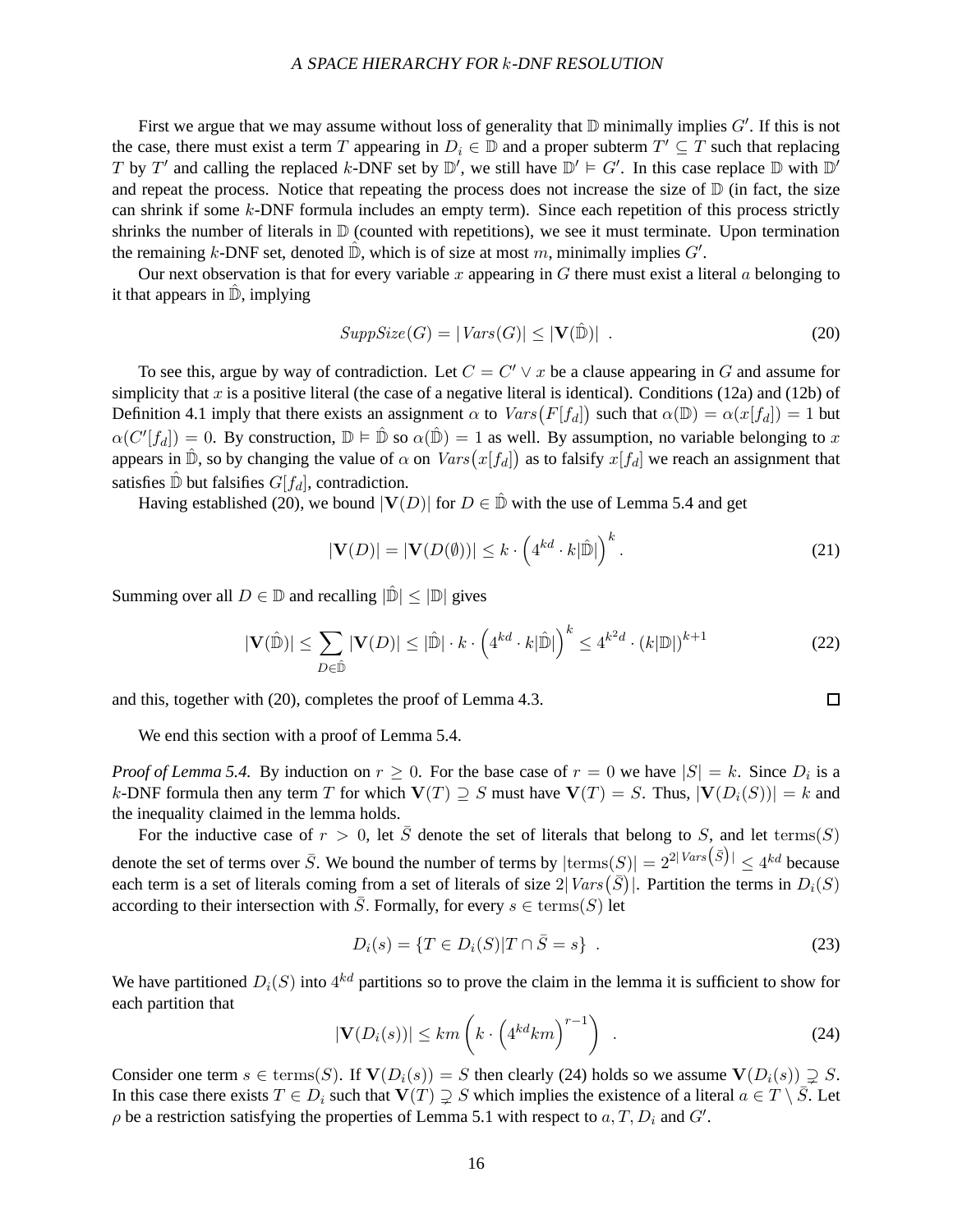First we argue that we may assume without loss of generality that $\mathbb{D}$ minimally implies $G'$. If this is not the case, there must exist a term $T$ appearing in $D_i \in \mathbb{D}$ and a proper subterm $T' \subseteq T$ such that replacing $T$ by $T'$ and calling the replaced $k$-DNF set by $\mathbb{D}'$, we still have $\mathbb{D}' \vDash G'$. In this case replace $\mathbb{D}$ with $\mathbb{D}'$ and repeat the process. Notice that repeating the process does not increase the size of $\mathbb{D}$ (in fact, the size can shrink if some $k$-DNF formula includes an empty term). Since each repetition of this process strictly shrinks the number of literals in $\mathbb{D}$ (counted with repetitions), we see it must terminate. Upon termination the remaining $k$-DNF set, denoted $\hat{\mathbb{D}}$, which is of size at most $m$, minimally implies $G'$.

Our next observation is that for every variable $x$ appearing in $G$ there must exist a literal $a$ belonging to it that appears in $\hat{\mathbb{D}}$, implying

$$SuppSize(G) = |Vars(G)| \le |\mathbf{V}(\hat{\mathbb{D}})| \ . \tag{20}$$

To see this, argue by way of contradiction. Let $C = C' \vee x$ be a clause appearing in $G$ and assume for simplicity that $x$ is a positive literal (the case of a negative literal is identical). Conditions (12a) and (12b) of Definition 4.1 imply that there exists an assignment $\alpha$ to $Vars\big(F[f_d]\big)$ such that $\alpha(\mathbb{D}) = \alpha(x[f_d]) = 1$ but $\alpha(C'[f_d]) = 0$. By construction, $\mathbb{D} \vDash \hat{\mathbb{D}}$ so $\alpha(\hat{\mathbb{D}}) = 1$ as well. By assumption, no variable belonging to $x$ appears in $\hat{\mathbb{D}}$, so by changing the value of $\alpha$ on $Vars\big(x[f_d]\big)$ as to falsify $x[f_d]$ we reach an assignment that satisfies $\hat{\mathbb{D}}$ but falsifies $G[f_d]$, contradiction.

Having established (20), we bound $|\mathbf{V}(D)|$ for $D \in \hat{\mathbb{D}}$ with the use of Lemma 5.4 and get

$$|\mathbf{V}(D)| = |\mathbf{V}(D(\emptyset))| \le k \cdot \left(4^{kd} \cdot k|\hat{\mathbb{D}}|\right)^k . \tag{21}$$

Summing over all $D \in \mathbb{D}$ and recalling $|\hat{\mathbb{D}}| \le |\mathbb{D}|$ gives

$$|\mathbf{V}(\hat{\mathbb{D}})| \le \sum_{D \in \hat{\mathbb{D}}} |\mathbf{V}(D)| \le |\hat{\mathbb{D}}| \cdot k \cdot \left(4^{kd} \cdot k|\hat{\mathbb{D}}|\right)^k \le 4^{k^2 d} \cdot (k|\mathbb{D}|)^{k+1} \tag{22}$$

and this, together with (20), completes the proof of Lemma 4.3. □

We end this section with a proof of Lemma 5.4.

*Proof of Lemma 5.4.* By induction on $r \ge 0$. For the base case of $r = 0$ we have $|S| = k$. Since $D_i$ is a $k$-DNF formula then any term $T$ for which $\mathbf{V}(T) \supseteq S$ must have $\mathbf{V}(T) = S$. Thus, $|\mathbf{V}(D_i(S))| = k$ and the inequality claimed in the lemma holds.

For the inductive case of $r > 0$, let $\bar{S}$ denote the set of literals that belong to $S$, and let $\mathrm{terms}(S)$ denote the set of terms over $\bar{S}$. We bound the number of terms by $|\mathrm{terms}(S)| = 2^{2|Vars(\bar{S})|} \le 4^{kd}$ because each term is a set of literals coming from a set of literals of size $2|Vars(\bar{S})|$. Partition the terms in $D_i(S)$ according to their intersection with $\bar{S}$. Formally, for every $s \in \mathrm{terms}(S)$ let

$$D_i(s) = \{T \in D_i(S) | T \cap \bar{S} = s\} \ . \tag{23}$$

We have partitioned $D_i(S)$ into $4^{kd}$ partitions so to prove the claim in the lemma it is sufficient to show for each partition that

$$|\mathbf{V}(D_i(s))| \le km \left(k \cdot \left(4^{kd} km\right)^{r-1}\right) \ . \tag{24}$$

Consider one term $s \in \mathrm{terms}(S)$. If $\mathbf{V}(D_i(s)) = S$ then clearly (24) holds so we assume $\mathbf{V}(D_i(s)) \supsetneq S$. In this case there exists $T \in D_i$ such that $\mathbf{V}(T) \supsetneq S$ which implies the existence of a literal $a \in T \setminus \bar{S}$. Let $\rho$ be a restriction satisfying the properties of Lemma 5.1 with respect to $a, T, D_i$ and $G'$.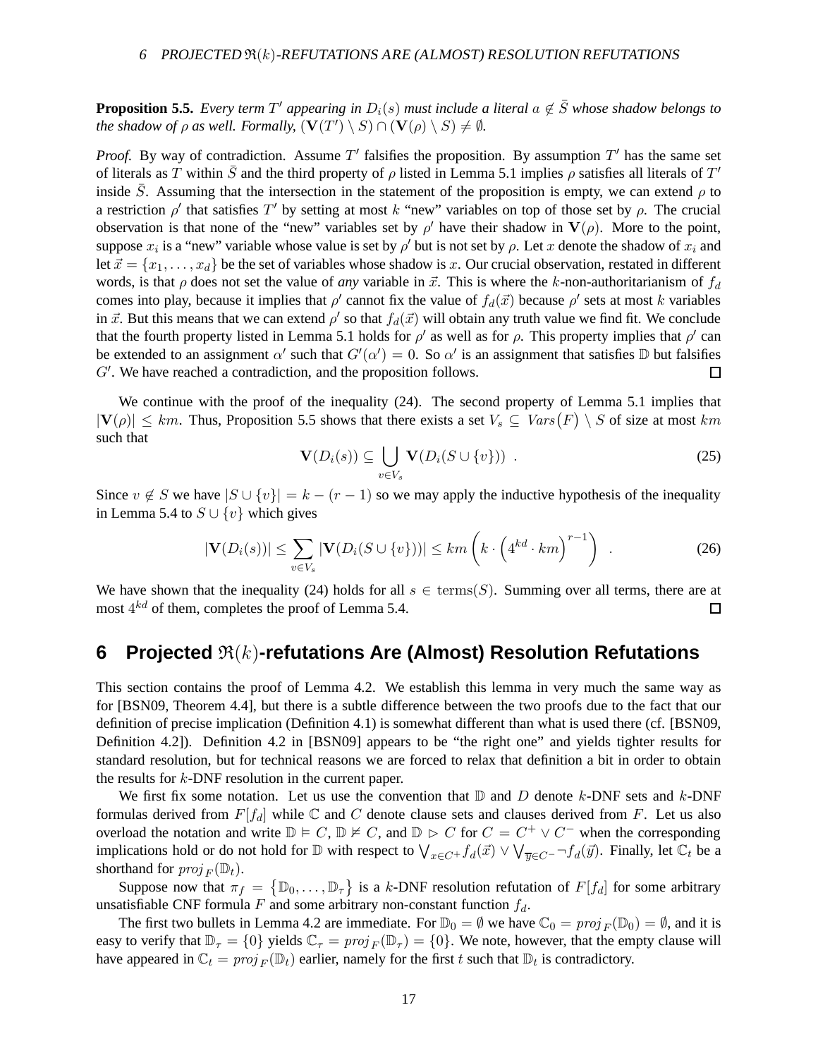**Proposition 5.5.** *Every term $T'$ appearing in $D_i(s)$ must include a literal $a \notin \bar{S}$ whose shadow belongs to the shadow of $\rho$ as well. Formally, $(\mathbf{V}(T') \setminus S) \cap (\mathbf{V}(\rho) \setminus S) \neq \emptyset$.*

*Proof.* By way of contradiction. Assume $T'$ falsifies the proposition. By assumption $T'$ has the same set of literals as $T$ within $\bar{S}$ and the third property of $\rho$ listed in Lemma 5.1 implies $\rho$ satisfies all literals of $T'$ inside $\bar{S}$. Assuming that the intersection in the statement of the proposition is empty, we can extend $\rho$ to a restriction $\rho'$ that satisfies $T'$ by setting at most $k$ "new" variables on top of those set by $\rho$. The crucial observation is that none of the "new" variables set by $\rho'$ have their shadow in $\mathbf{V}(\rho)$. More to the point, suppose $x_i$ is a "new" variable whose value is set by $\rho'$ but is not set by $\rho$. Let $x$ denote the shadow of $x_i$ and let $\vec{x} = \{x_1, \ldots, x_d\}$ be the set of variables whose shadow is $x$. Our crucial observation, restated in different words, is that $\rho$ does not set the value of *any* variable in $\vec{x}$. This is where the $k$-non-authoritarianism of $f_d$ comes into play, because it implies that $\rho'$ cannot fix the value of $f_d(\vec{x})$ because $\rho'$ sets at most $k$ variables in $\vec{x}$. But this means that we can extend $\rho'$ so that $f_d(\vec{x})$ will obtain any truth value we find fit. We conclude that the fourth property listed in Lemma 5.1 holds for $\rho'$ as well as for $\rho$. This property implies that $\rho'$ can be extended to an assignment $\alpha'$ such that $G'(\alpha') = 0$. So $\alpha'$ is an assignment that satisfies $\mathbb{D}$ but falsifies $G'$. We have reached a contradiction, and the proposition follows. ☐

We continue with the proof of the inequality (24). The second property of Lemma 5.1 implies that $|\mathbf{V}(\rho)| \leq km$. Thus, Proposition 5.5 shows that there exists a set $V_s \subseteq \mathit{Vars}(F) \setminus S$ of size at most $km$ such that

$$\mathbf{V}(D_i(s)) \subseteq \bigcup_{v \in V_s} \mathbf{V}(D_i(S \cup \{v\})) \ . \tag{25}$$

Since $v \notin S$ we have $|S \cup \{v\}| = k - (r-1)$ so we may apply the inductive hypothesis of the inequality in Lemma 5.4 to $S \cup \{v\}$ which gives

$$|\mathbf{V}(D_i(s))| \leq \sum_{v \in V_s} |\mathbf{V}(D_i(S \cup \{v\}))| \leq km \left( k \cdot \left( 4^{kd} \cdot km \right)^{r-1} \right) \ . \tag{26}$$

We have shown that the inequality (24) holds for all $s \in \mathrm{terms}(S)$. Summing over all terms, there are at most $4^{kd}$ of them, completes the proof of Lemma 5.4. ☐

# 6 Projected $\mathfrak{R}(k)$-refutations Are (Almost) Resolution Refutations

This section contains the proof of Lemma 4.2. We establish this lemma in very much the same way as for [BSN09, Theorem 4.4], but there is a subtle difference between the two proofs due to the fact that our definition of precise implication (Definition 4.1) is somewhat different than what is used there (cf. [BSN09, Definition 4.2]). Definition 4.2 in [BSN09] appears to be "the right one" and yields tighter results for standard resolution, but for technical reasons we are forced to relax that definition a bit in order to obtain the results for $k$-DNF resolution in the current paper.

We first fix some notation. Let us use the convention that $\mathbb{D}$ and $D$ denote $k$-DNF sets and $k$-DNF formulas derived from $F[f_d]$ while $\mathbb{C}$ and $C$ denote clause sets and clauses derived from $F$. Let us also overload the notation and write $\mathbb{D} \vDash C$, $\mathbb{D} \nvDash C$, and $\mathbb{D} \rhd C$ for $C = C^+ \vee C^-$ when the corresponding implications hold or do not hold for $\mathbb{D}$ with respect to $\bigvee_{x \in C^+} f_d(\vec{x}) \vee \bigvee_{\overline{y} \in C^-} \neg f_d(\vec{y})$. Finally, let $\mathbb{C}_t$ be a shorthand for $\mathit{proj}_F(\mathbb{D}_t)$.

Suppose now that $\pi_f = \{\mathbb{D}_0, \ldots, \mathbb{D}_\tau\}$ is a $k$-DNF resolution refutation of $F[f_d]$ for some arbitrary unsatisfiable CNF formula $F$ and some arbitrary non-constant function $f_d$.

The first two bullets in Lemma 4.2 are immediate. For $\mathbb{D}_0 = \emptyset$ we have $\mathbb{C}_0 = \mathit{proj}_F(\mathbb{D}_0) = \emptyset$, and it is easy to verify that $\mathbb{D}_\tau = \{0\}$ yields $\mathbb{C}_\tau = \mathit{proj}_F(\mathbb{D}_\tau) = \{0\}$. We note, however, that the empty clause will have appeared in $\mathbb{C}_t = \mathit{proj}_F(\mathbb{D}_t)$ earlier, namely for the first $t$ such that $\mathbb{D}_t$ is contradictory.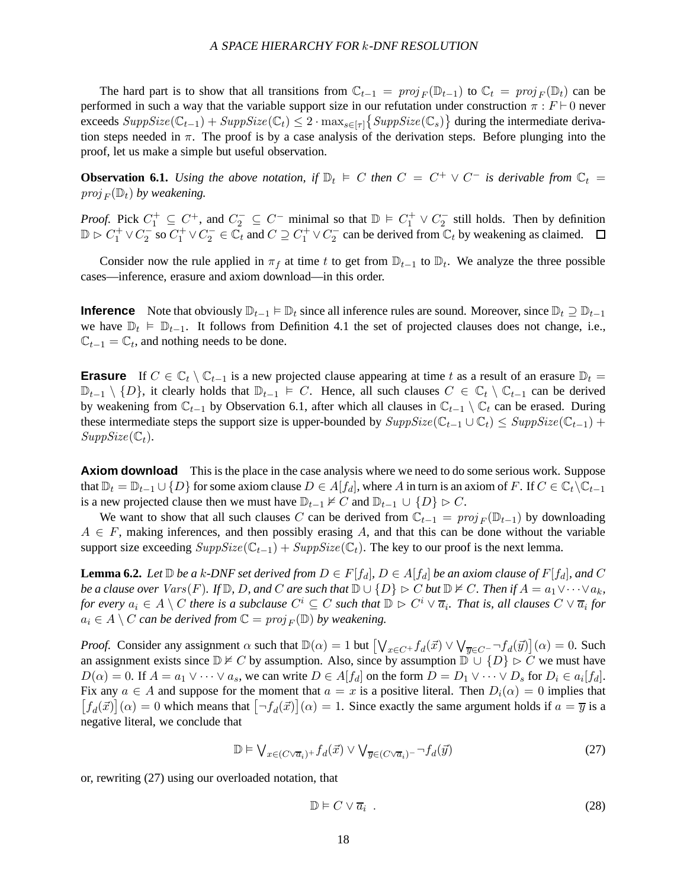The hard part is to show that all transitions from $\mathbb{C}_{t-1} = \mathit{proj}_F(\mathbb{D}_{t-1})$ to $\mathbb{C}_t = \mathit{proj}_F(\mathbb{D}_t)$ can be performed in such a way that the variable support size in our refutation under construction $\pi : F \vdash 0$ never exceeds $\mathit{SuppSize}(\mathbb{C}_{t-1}) + \mathit{SuppSize}(\mathbb{C}_t) \leq 2 \cdot \max_{s \in [\tau]}\{\mathit{SuppSize}(\mathbb{C}_s)\}$ during the intermediate derivation steps needed in $\pi$. The proof is by a case analysis of the derivation steps. Before plunging into the proof, let us make a simple but useful observation.

**Observation 6.1.** *Using the above notation, if $\mathbb{D}_t \vDash C$ then $C = C^+ \vee C^-$ is derivable from $\mathbb{C}_t = \mathit{proj}_F(\mathbb{D}_t)$ by weakening.*

*Proof.* Pick $C_1^+ \subseteq C^+$, and $C_2^- \subseteq C^-$ minimal so that $\mathbb{D} \vDash C_1^+ \vee C_2^-$ still holds. Then by definition $\mathbb{D} \rhd C_1^+ \vee C_2^-$ so $C_1^+ \vee C_2^- \in \mathbb{C}_t$ and $C \supseteq C_1^+ \vee C_2^-$ can be derived from $\mathbb{C}_t$ by weakening as claimed. $\square$

Consider now the rule applied in $\pi_f$ at time $t$ to get from $\mathbb{D}_{t-1}$ to $\mathbb{D}_t$. We analyze the three possible cases—inference, erasure and axiom download—in this order.

**Inference** Note that obviously $\mathbb{D}_{t-1} \vDash \mathbb{D}_t$ since all inference rules are sound. Moreover, since $\mathbb{D}_t \supseteq \mathbb{D}_{t-1}$ we have $\mathbb{D}_t \vDash \mathbb{D}_{t-1}$. It follows from Definition 4.1 the set of projected clauses does not change, i.e., $\mathbb{C}_{t-1} = \mathbb{C}_t$, and nothing needs to be done.

**Erasure** If $C \in \mathbb{C}_t \setminus \mathbb{C}_{t-1}$ is a new projected clause appearing at time $t$ as a result of an erasure $\mathbb{D}_t = \mathbb{D}_{t-1} \setminus \{D\}$, it clearly holds that $\mathbb{D}_{t-1} \vDash C$. Hence, all such clauses $C \in \mathbb{C}_t \setminus \mathbb{C}_{t-1}$ can be derived by weakening from $\mathbb{C}_{t-1}$ by Observation 6.1, after which all clauses in $\mathbb{C}_{t-1} \setminus \mathbb{C}_t$ can be erased. During these intermediate steps the support size is upper-bounded by $\mathit{SuppSize}(\mathbb{C}_{t-1} \cup \mathbb{C}_t) \leq \mathit{SuppSize}(\mathbb{C}_{t-1}) + \mathit{SuppSize}(\mathbb{C}_t)$.

**Axiom download** This is the place in the case analysis where we need to do some serious work. Suppose that $\mathbb{D}_t = \mathbb{D}_{t-1} \cup \{D\}$ for some axiom clause $D \in A[f_d]$, where $A$ in turn is an axiom of $F$. If $C \in \mathbb{C}_t \setminus \mathbb{C}_{t-1}$ is a new projected clause then we must have $\mathbb{D}_{t-1} \nvDash C$ and $\mathbb{D}_{t-1} \cup \{D\} \rhd C$.

We want to show that all such clauses $C$ can be derived from $\mathbb{C}_{t-1} = \mathit{proj}_F(\mathbb{D}_{t-1})$ by downloading $A \in F$, making inferences, and then possibly erasing $A$, and that this can be done without the variable support size exceeding $\mathit{SuppSize}(\mathbb{C}_{t-1}) + \mathit{SuppSize}(\mathbb{C}_t)$. The key to our proof is the next lemma.

**Lemma 6.2.** *Let $\mathbb{D}$ be a $k$-DNF set derived from $D \in F[f_d]$, $D \in A[f_d]$ be an axiom clause of $F[f_d]$, and $C$ be a clause over $\mathit{Vars}(F)$. If $\mathbb{D}$, $D$, and $C$ are such that $\mathbb{D} \cup \{D\} \rhd C$ but $\mathbb{D} \nvDash C$. Then if $A = a_1 \vee \cdots \vee a_k$, for every $a_i \in A \setminus C$ there is a subclause $C^i \subseteq C$ such that $\mathbb{D} \rhd C^i \vee \overline{a}_i$. That is, all clauses $C \vee \overline{a}_i$ for $a_i \in A \setminus C$ can be derived from $\mathbb{C} = \mathit{proj}_F(\mathbb{D})$ by weakening.*

*Proof.* Consider any assignment $\alpha$ such that $\mathbb{D}(\alpha) = 1$ but $\left[\bigvee_{x \in C^+} f_d(\vec{x}) \vee \bigvee_{\overline{y} \in C^-} \neg f_d(\vec{y})\right](\alpha) = 0$. Such an assignment exists since $\mathbb{D} \nvDash C$ by assumption. Also, since by assumption $\mathbb{D} \cup \{D\} \rhd C$ we must have $D(\alpha) = 0$. If $A = a_1 \vee \cdots \vee a_s$, we can write $D \in A[f_d]$ on the form $D = D_1 \vee \cdots \vee D_s$ for $D_i \in a_i[f_d]$. Fix any $a \in A$ and suppose for the moment that $a = x$ is a positive literal. Then $D_i(\alpha) = 0$ implies that $\left[f_d(\vec{x})\right](\alpha) = 0$ which means that $\left[\neg f_d(\vec{x})\right](\alpha) = 1$. Since exactly the same argument holds if $a = \overline{y}$ is a negative literal, we conclude that

$$\mathbb{D} \vDash \bigvee_{x \in (C \vee \overline{a}_i)^+} f_d(\vec{x}) \vee \bigvee_{\overline{y} \in (C \vee \overline{a}_i)^-} \neg f_d(\vec{y}) \tag{27}$$

or, rewriting (27) using our overloaded notation, that

$$\mathbb{D} \vDash C \vee \overline{a}_i \ . \tag{28}$$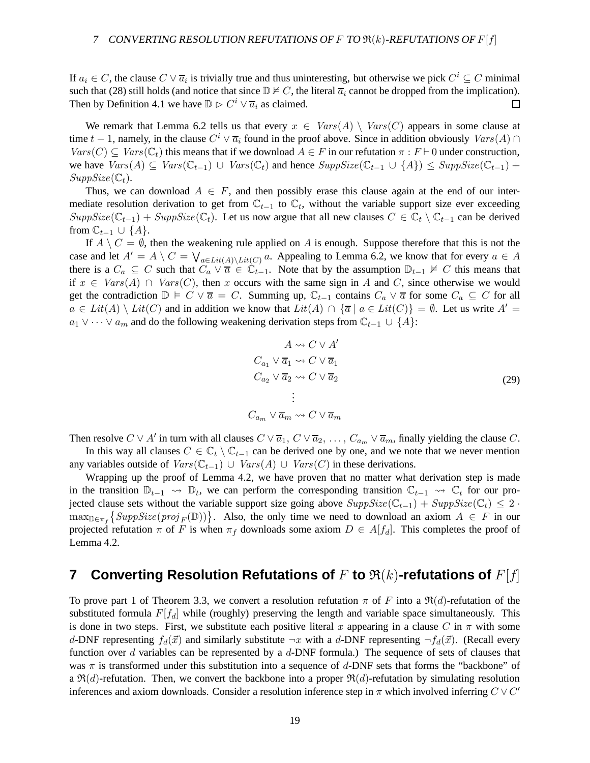If $a_i \in C$, the clause $C \vee \overline{a}_i$ is trivially true and thus uninteresting, but otherwise we pick $C^i \subseteq C$ minimal such that (28) still holds (and notice that since $\mathbb{D} \nvDash C$, the literal $\overline{a}_i$ cannot be dropped from the implication). Then by Definition 4.1 we have $\mathbb{D} \rhd C^i \vee \overline{a}_i$ as claimed. □

We remark that Lemma 6.2 tells us that every $x \in \mathit{Vars}(A) \setminus \mathit{Vars}(C)$ appears in some clause at time $t-1$, namely, in the clause $C^i \vee \overline{a}_i$ found in the proof above. Since in addition obviously $\mathit{Vars}(A) \cap \mathit{Vars}(C) \subseteq \mathit{Vars}(\mathbb{C}_t)$ this means that if we download $A \in F$ in our refutation $\pi : F \vdash 0$ under construction, we have $\mathit{Vars}(A) \subseteq \mathit{Vars}(\mathbb{C}_{t-1}) \cup \mathit{Vars}(\mathbb{C}_t)$ and hence $\mathit{SuppSize}(\mathbb{C}_{t-1} \cup \{A\}) \leq \mathit{SuppSize}(\mathbb{C}_{t-1}) + \mathit{SuppSize}(\mathbb{C}_t)$.

Thus, we can download $A \in F$, and then possibly erase this clause again at the end of our intermediate resolution derivation to get from $\mathbb{C}_{t-1}$ to $\mathbb{C}_t$, without the variable support size ever exceeding $\mathit{SuppSize}(\mathbb{C}_{t-1}) + \mathit{SuppSize}(\mathbb{C}_t)$. Let us now argue that all new clauses $C \in \mathbb{C}_t \setminus \mathbb{C}_{t-1}$ can be derived from $\mathbb{C}_{t-1} \cup \{A\}$.

If $A \setminus C = \emptyset$, then the weakening rule applied on $A$ is enough. Suppose therefore that this is not the case and let $A' = A \setminus C = \bigvee_{a \in \mathit{Lit}(A) \setminus \mathit{Lit}(C)} a$. Appealing to Lemma 6.2, we know that for every $a \in A$ there is a $C_a \subseteq C$ such that $C_a \vee \overline{a} \in \mathbb{C}_{t-1}$. Note that by the assumption $\mathbb{D}_{t-1} \nvDash C$ this means that if $x \in \mathit{Vars}(A) \cap \mathit{Vars}(C)$, then $x$ occurs with the same sign in $A$ and $C$, since otherwise we would get the contradiction $\mathbb{D} \vDash C \vee \overline{a} = C$. Summing up, $\mathbb{C}_{t-1}$ contains $C_a \vee \overline{a}$ for some $C_a \subseteq C$ for all $a \in \mathit{Lit}(A) \setminus \mathit{Lit}(C)$ and in addition we know that $\mathit{Lit}(A) \cap \{\overline{a} \mid a \in \mathit{Lit}(C)\} = \emptyset$. Let us write $A' = a_1 \vee \cdots \vee a_m$ and do the following weakening derivation steps from $\mathbb{C}_{t-1} \cup \{A\}$:

$$
\begin{aligned}
A &\rightsquigarrow C \vee A' \\
C_{a_1} \vee \overline{a}_1 &\rightsquigarrow C \vee \overline{a}_1 \\
C_{a_2} \vee \overline{a}_2 &\rightsquigarrow C \vee \overline{a}_2 \\
&\vdots \\
C_{a_m} \vee \overline{a}_m &\rightsquigarrow C \vee \overline{a}_m
\end{aligned}
\tag{29}
$$

Then resolve $C \vee A'$ in turn with all clauses $C \vee \overline{a}_1$, $C \vee \overline{a}_2$, $\ldots$, $C_{a_m} \vee \overline{a}_m$, finally yielding the clause $C$.

In this way all clauses $C \in \mathbb{C}_t \setminus \mathbb{C}_{t-1}$ can be derived one by one, and we note that we never mention any variables outside of $\mathit{Vars}(\mathbb{C}_{t-1}) \cup \mathit{Vars}(A) \cup \mathit{Vars}(C)$ in these derivations.

Wrapping up the proof of Lemma 4.2, we have proven that no matter what derivation step is made in the transition $\mathbb{D}_{t-1} \rightsquigarrow \mathbb{D}_t$, we can perform the corresponding transition $\mathbb{C}_{t-1} \rightsquigarrow \mathbb{C}_t$ for our projected clause sets without the variable support size going above $\mathit{SuppSize}(\mathbb{C}_{t-1}) + \mathit{SuppSize}(\mathbb{C}_t) \leq 2 \cdot \max_{\mathbb{D} \in \pi_f}\{\mathit{SuppSize}(\mathit{proj}_F(\mathbb{D}))\}$. Also, the only time we need to download an axiom $A \in F$ in our projected refutation $\pi$ of $F$ is when $\pi_f$ downloads some axiom $D \in A[f_d]$. This completes the proof of Lemma 4.2.

# 7 Converting Resolution Refutations of $F$ to $\mathfrak{R}(k)$-refutations of $F[f]$

To prove part 1 of Theorem 3.3, we convert a resolution refutation $\pi$ of $F$ into a $\mathfrak{R}(d)$-refutation of the substituted formula $F[f_d]$ while (roughly) preserving the length and variable space simultaneously. This is done in two steps. First, we substitute each positive literal $x$ appearing in a clause $C$ in $\pi$ with some $d$-DNF representing $f_d(\vec{x})$ and similarly substitute $\neg x$ with a $d$-DNF representing $\neg f_d(\vec{x})$. (Recall every function over $d$ variables can be represented by a $d$-DNF formula.) The sequence of sets of clauses that was $\pi$ is transformed under this substitution into a sequence of $d$-DNF sets that forms the "backbone" of a $\mathfrak{R}(d)$-refutation. Then, we convert the backbone into a proper $\mathfrak{R}(d)$-refutation by simulating resolution inferences and axiom downloads. Consider a resolution inference step in $\pi$ which involved inferring $C \vee C'$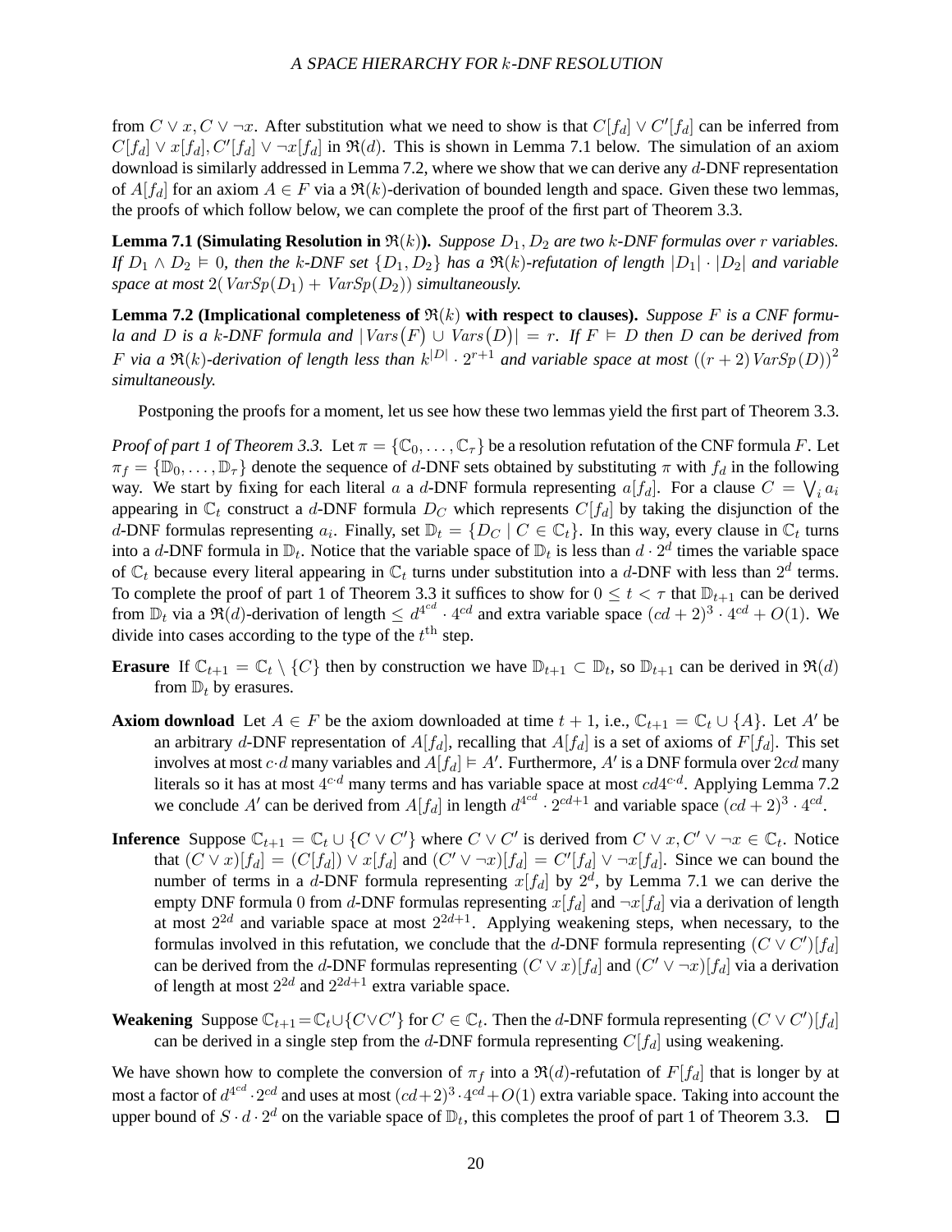from $C \vee x, C \vee \neg x$. After substitution what we need to show is that $C[f_d] \vee C'[f_d]$ can be inferred from $C[f_d] \vee x[f_d], C'[f_d] \vee \neg x[f_d]$ in $\mathfrak{R}(d)$. This is shown in Lemma 7.1 below. The simulation of an axiom download is similarly addressed in Lemma 7.2, where we show that we can derive any $d$-DNF representation of $A[f_d]$ for an axiom $A \in F$ via a $\mathfrak{R}(k)$-derivation of bounded length and space. Given these two lemmas, the proofs of which follow below, we can complete the proof of the first part of Theorem 3.3.

**Lemma 7.1 (Simulating Resolution in $\mathfrak{R}(k)$).** *Suppose $D_1, D_2$ are two $k$-DNF formulas over $r$ variables. If $D_1 \wedge D_2 \vDash 0$, then the $k$-DNF set $\{D_1, D_2\}$ has a $\mathfrak{R}(k)$-refutation of length $|D_1| \cdot |D_2|$ and variable space at most $2(\mathit{VarSp}(D_1) + \mathit{VarSp}(D_2))$ simultaneously.*

**Lemma 7.2 (Implicational completeness of $\mathfrak{R}(k)$ with respect to clauses).** *Suppose $F$ is a CNF formula and $D$ is a $k$-DNF formula and $|\mathit{Vars}(F) \cup \mathit{Vars}(D)| = r$. If $F \vDash D$ then $D$ can be derived from $F$ via a $\mathfrak{R}(k)$-derivation of length less than $k^{|D|} \cdot 2^{r+1}$ and variable space at most $((r+2)\mathit{VarSp}(D))^2$ simultaneously.*

Postponing the proofs for a moment, let us see how these two lemmas yield the first part of Theorem 3.3.

*Proof of part 1 of Theorem 3.3.* Let $\pi = \{\mathbb{C}_0, \ldots, \mathbb{C}_\tau\}$ be a resolution refutation of the CNF formula $F$. Let $\pi_f = \{\mathbb{D}_0, \ldots, \mathbb{D}_\tau\}$ denote the sequence of $d$-DNF sets obtained by substituting $\pi$ with $f_d$ in the following way. We start by fixing for each literal $a$ a $d$-DNF formula representing $a[f_d]$. For a clause $C = \bigvee_i a_i$ appearing in $\mathbb{C}_t$ construct a $d$-DNF formula $D_C$ which represents $C[f_d]$ by taking the disjunction of the $d$-DNF formulas representing $a_i$. Finally, set $\mathbb{D}_t = \{D_C \mid C \in \mathbb{C}_t\}$. In this way, every clause in $\mathbb{C}_t$ turns into a $d$-DNF formula in $\mathbb{D}_t$. Notice that the variable space of $\mathbb{D}_t$ is less than $d \cdot 2^d$ times the variable space of $\mathbb{C}_t$ because every literal appearing in $\mathbb{C}_t$ turns under substitution into a $d$-DNF with less than $2^d$ terms. To complete the proof of part 1 of Theorem 3.3 it suffices to show for $0 \leq t < \tau$ that $\mathbb{D}_{t+1}$ can be derived from $\mathbb{D}_t$ via a $\mathfrak{R}(d)$-derivation of length $\leq d^{4^{cd}} \cdot 4^{cd}$ and extra variable space $(cd+2)^3 \cdot 4^{cd} + O(1)$. We divide into cases according to the type of the $t^{\text{th}}$ step.

**Erasure** If $\mathbb{C}_{t+1} = \mathbb{C}_t \setminus \{C\}$ then by construction we have $\mathbb{D}_{t+1} \subset \mathbb{D}_t$, so $\mathbb{D}_{t+1}$ can be derived in $\mathfrak{R}(d)$ from $\mathbb{D}_t$ by erasures.

**Axiom download** Let $A \in F$ be the axiom downloaded at time $t+1$, i.e., $\mathbb{C}_{t+1} = \mathbb{C}_t \cup \{A\}$. Let $A'$ be an arbitrary $d$-DNF representation of $A[f_d]$, recalling that $A[f_d]$ is a set of axioms of $F[f_d]$. This set involves at most $c \cdot d$ many variables and $A[f_d] \vDash A'$. Furthermore, $A'$ is a DNF formula over $2cd$ many literals so it has at most $4^{c \cdot d}$ many terms and has variable space at most $cd4^{c \cdot d}$. Applying Lemma 7.2 we conclude $A'$ can be derived from $A[f_d]$ in length $d^{4^{cd}} \cdot 2^{cd+1}$ and variable space $(cd+2)^3 \cdot 4^{cd}$.

**Inference** Suppose $\mathbb{C}_{t+1} = \mathbb{C}_t \cup \{C \vee C'\}$ where $C \vee C'$ is derived from $C \vee x, C' \vee \neg x \in \mathbb{C}_t$. Notice that $(C \vee x)[f_d] = (C[f_d]) \vee x[f_d]$ and $(C' \vee \neg x)[f_d] = C'[f_d] \vee \neg x[f_d]$. Since we can bound the number of terms in a $d$-DNF formula representing $x[f_d]$ by $2^d$, by Lemma 7.1 we can derive the empty DNF formula 0 from $d$-DNF formulas representing $x[f_d]$ and $\neg x[f_d]$ via a derivation of length at most $2^{2d}$ and variable space at most $2^{2d+1}$. Applying weakening steps, when necessary, to the formulas involved in this refutation, we conclude that the $d$-DNF formula representing $(C \vee C')[f_d]$ can be derived from the $d$-DNF formulas representing $(C \vee x)[f_d]$ and $(C' \vee \neg x)[f_d]$ via a derivation of length at most $2^{2d}$ and $2^{2d+1}$ extra variable space.

**Weakening** Suppose $\mathbb{C}_{t+1} = \mathbb{C}_t \cup \{C \vee C'\}$ for $C \in \mathbb{C}_t$. Then the $d$-DNF formula representing $(C \vee C')[f_d]$ can be derived in a single step from the $d$-DNF formula representing $C[f_d]$ using weakening.

We have shown how to complete the conversion of $\pi_f$ into a $\mathfrak{R}(d)$-refutation of $F[f_d]$ that is longer by at most a factor of $d^{4^{cd}} \cdot 2^{cd}$ and uses at most $(cd+2)^3 \cdot 4^{cd} + O(1)$ extra variable space. Taking into account the upper bound of $S \cdot d \cdot 2^d$ on the variable space of $\mathbb{D}_t$, this completes the proof of part 1 of Theorem 3.3. ☐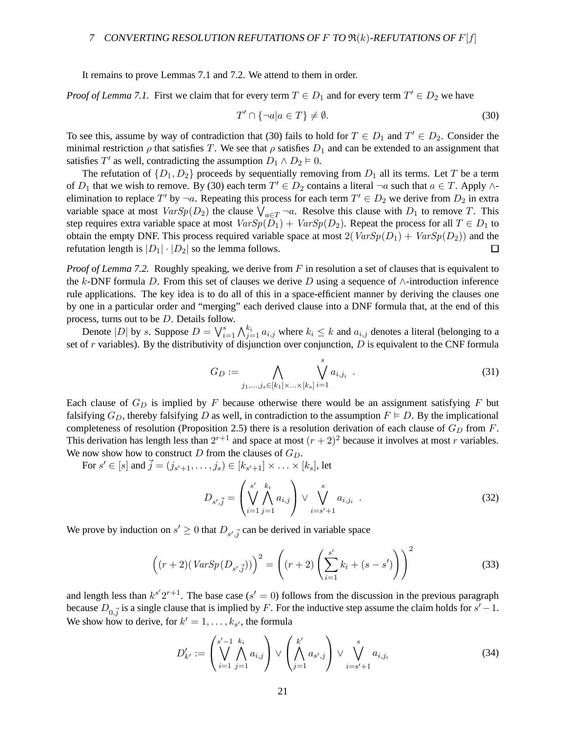It remains to prove Lemmas 7.1 and 7.2. We attend to them in order.

*Proof of Lemma 7.1.* First we claim that for every term $T \in D_1$ and for every term $T' \in D_2$ we have

$$T' \cap \{\neg a | a \in T\} \neq \emptyset. \tag{30}$$

To see this, assume by way of contradiction that (30) fails to hold for $T \in D_1$ and $T' \in D_2$. Consider the minimal restriction $\rho$ that satisfies $T$. We see that $\rho$ satisfies $D_1$ and can be extended to an assignment that satisfies $T'$ as well, contradicting the assumption $D_1 \wedge D_2 \vDash 0$.

The refutation of $\{D_1, D_2\}$ proceeds by sequentially removing from $D_1$ all its terms. Let $T$ be a term of $D_1$ that we wish to remove. By (30) each term $T' \in D_2$ contains a literal $\neg a$ such that $a \in T$. Apply $\wedge$-elimination to replace $T'$ by $\neg a$. Repeating this process for each term $T' \in D_2$ we derive from $D_2$ in extra variable space at most $VarSp(D_2)$ the clause $\bigvee_{a \in T} \neg a$. Resolve this clause with $D_1$ to remove $T$. This step requires extra variable space at most $VarSp(D_1) + VarSp(D_2)$. Repeat the process for all $T \in D_1$ to obtain the empty DNF. This process required variable space at most $2(VarSp(D_1) + VarSp(D_2))$ and the refutation length is $|D_1| \cdot |D_2|$ so the lemma follows. $\square$

*Proof of Lemma 7.2.* Roughly speaking, we derive from $F$ in resolution a set of clauses that is equivalent to the $k$-DNF formula $D$. From this set of clauses we derive $D$ using a sequence of $\wedge$-introduction inference rule applications. The key idea is to do all of this in a space-efficient manner by deriving the clauses one by one in a particular order and "merging" each derived clause into a DNF formula that, at the end of this process, turns out to be $D$. Details follow.

Denote $|D|$ by $s$. Suppose $D = \bigvee_{i=1}^{s} \bigwedge_{j=1}^{k_i} a_{i,j}$ where $k_i \le k$ and $a_{i,j}$ denotes a literal (belonging to a set of $r$ variables). By the distributivity of disjunction over conjunction, $D$ is equivalent to the CNF formula

$$G_D := \bigwedge_{j_1,\ldots,j_s \in [k_1]\times\ldots\times[k_s]} \bigvee_{i=1}^{s} a_{i,j_i} \ . \tag{31}$$

Each clause of $G_D$ is implied by $F$ because otherwise there would be an assignment satisfying $F$ but falsifying $G_D$, thereby falsifying $D$ as well, in contradiction to the assumption $F \vDash D$. By the implicational completeness of resolution (Proposition 2.5) there is a resolution derivation of each clause of $G_D$ from $F$. This derivation has length less than $2^{r+1}$ and space at most $(r+2)^2$ because it involves at most $r$ variables. We now show how to construct $D$ from the clauses of $G_D$.

For $s' \in [s]$ and $\vec{j} = (j_{s'+1}, \ldots, j_s) \in [k_{s'+1}] \times \ldots \times [k_s]$, let

$$D_{s',\vec{j}} = \left( \bigvee_{i=1}^{s'} \bigwedge_{j=1}^{k_i} a_{i,j} \right) \vee \bigvee_{i=s'+1}^{s} a_{i,j_i} \ . \tag{32}$$

We prove by induction on $s' \ge 0$ that $D_{s',\vec{j}}$ can be derived in variable space

$$\Big((r+2)(VarSp(D_{s',\vec{j}}))\Big)^2 = \left((r+2)\left(\sum_{i=1}^{s'} k_i + (s-s')\right)\right)^2 \tag{33}$$

and length less than $k^{s'} 2^{r+1}$. The base case ($s' = 0$) follows from the discussion in the previous paragraph because $D_{0,\vec{j}}$ is a single clause that is implied by $F$. For the inductive step assume the claim holds for $s'-1$. We show how to derive, for $k' = 1, \ldots, k_{s'}$, the formula

$$D'_{k'} := \left( \bigvee_{i=1}^{s'-1} \bigwedge_{j=1}^{k_i} a_{i,j} \right) \vee \left( \bigwedge_{j=1}^{k'} a_{s',j} \right) \vee \bigvee_{i=s'+1}^{s} a_{i,j_i} \tag{34}$$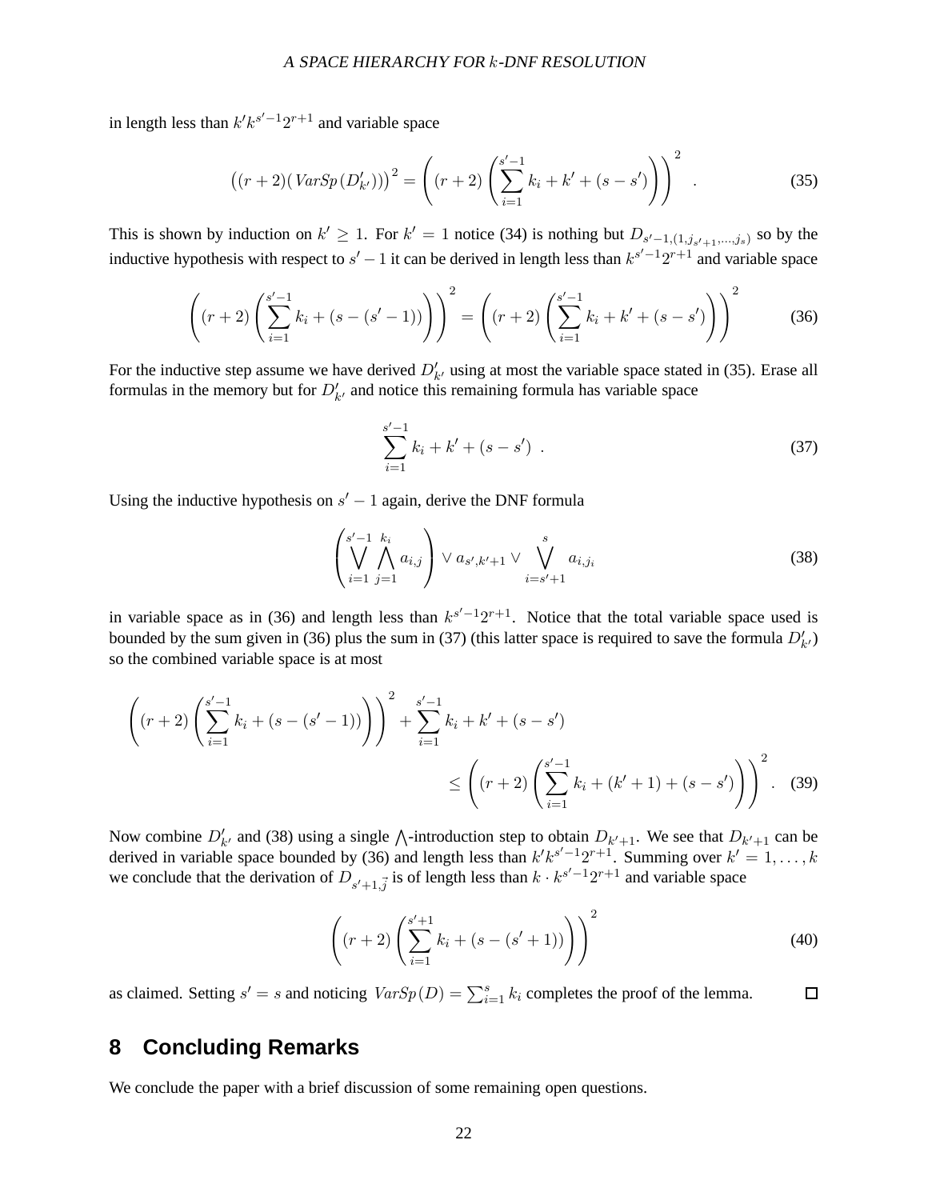in length less than $k'k^{s'-1}2^{r+1}$ and variable space

$$\left((r+2)(\, VarSp\,(D'_{k'}))\right)^2 = \left((r+2)\left(\sum_{i=1}^{s'-1} k_i + k' + (s-s')\right)\right)^2 \quad . \tag{35}$$

This is shown by induction on $k' \geq 1$. For $k' = 1$ notice (34) is nothing but $D_{s'-1,(1,j_{s'+1},\ldots,j_s)}$ so by the inductive hypothesis with respect to $s'-1$ it can be derived in length less than $k^{s'-1}2^{r+1}$ and variable space

$$\left((r+2)\left(\sum_{i=1}^{s'-1} k_i + (s-(s'-1))\right)\right)^2 = \left((r+2)\left(\sum_{i=1}^{s'-1} k_i + k' + (s-s')\right)\right)^2 \tag{36}$$

For the inductive step assume we have derived $D'_{k'}$ using at most the variable space stated in (35). Erase all formulas in the memory but for $D'_{k'}$ and notice this remaining formula has variable space

$$\sum_{i=1}^{s'-1} k_i + k' + (s-s') \ . \tag{37}$$

Using the inductive hypothesis on $s'-1$ again, derive the DNF formula

$$\left(\bigvee_{i=1}^{s'-1} \bigwedge_{j=1}^{k_i} a_{i,j}\right) \vee a_{s',k'+1} \vee \bigvee_{i=s'+1}^{s} a_{i,j_i} \tag{38}$$

in variable space as in (36) and length less than $k^{s'-1}2^{r+1}$. Notice that the total variable space used is bounded by the sum given in (36) plus the sum in (37) (this latter space is required to save the formula $D'_{k'}$) so the combined variable space is at most

$$\left((r+2)\left(\sum_{i=1}^{s'-1} k_i + (s-(s'-1))\right)\right)^2 + \sum_{i=1}^{s'-1} k_i + k' + (s-s') \leq \left((r+2)\left(\sum_{i=1}^{s'-1} k_i + (k'+1) + (s-s')\right)\right)^2 . \tag{39}$$

Now combine $D'_{k'}$ and (38) using a single $\bigwedge$-introduction step to obtain $D_{k'+1}$. We see that $D_{k'+1}$ can be derived in variable space bounded by (36) and length less than $k'k^{s'-1}2^{r+1}$. Summing over $k' = 1, \ldots, k$ we conclude that the derivation of $D_{s'+1,\vec{j}}$ is of length less than $k \cdot k^{s'-1}2^{r+1}$ and variable space

$$\left((r+2)\left(\sum_{i=1}^{s'+1} k_i + (s-(s'+1))\right)\right)^2 \tag{40}$$

as claimed. Setting $s' = s$ and noticing $VarSp(D) = \sum_{i=1}^{s} k_i$ completes the proof of the lemma. □

## 8 Concluding Remarks

We conclude the paper with a brief discussion of some remaining open questions.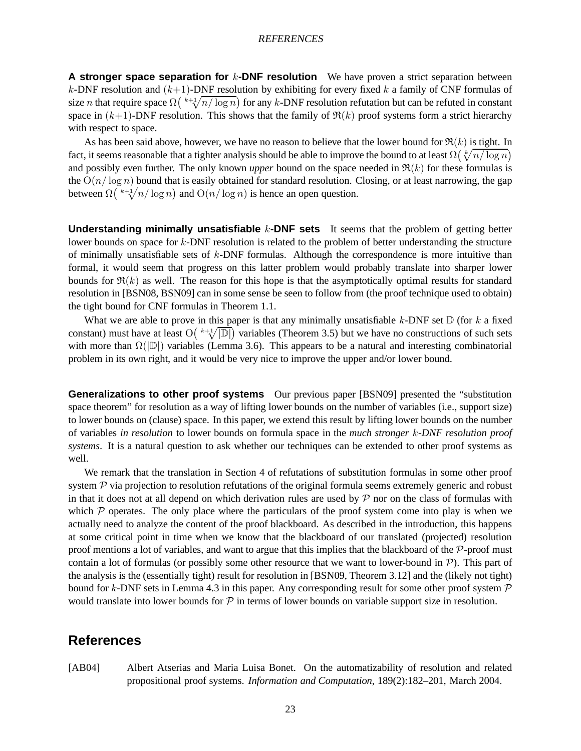**A stronger space separation for $k$-DNF resolution** We have proven a strict separation between $k$-DNF resolution and $(k+1)$-DNF resolution by exhibiting for every fixed $k$ a family of CNF formulas of size $n$ that require space $\Omega\big(\sqrt[k+1]{n/\log n}\big)$ for any $k$-DNF resolution refutation but can be refuted in constant space in $(k+1)$-DNF resolution. This shows that the family of $\mathfrak{R}(k)$ proof systems form a strict hierarchy with respect to space.

As has been said above, however, we have no reason to believe that the lower bound for $\mathfrak{R}(k)$ is tight. In fact, it seems reasonable that a tighter analysis should be able to improve the bound to at least $\Omega\big(\sqrt[k]{n/\log n}\big)$ and possibly even further. The only known *upper* bound on the space needed in $\mathfrak{R}(k)$ for these formulas is the $\mathrm{O}(n/\log n)$ bound that is easily obtained for standard resolution. Closing, or at least narrowing, the gap between $\Omega\big(\sqrt[k+1]{n/\log n}\big)$ and $\mathrm{O}(n/\log n)$ is hence an open question.

**Understanding minimally unsatisfiable $k$-DNF sets** It seems that the problem of getting better lower bounds on space for $k$-DNF resolution is related to the problem of better understanding the structure of minimally unsatisfiable sets of $k$-DNF formulas. Although the correspondence is more intuitive than formal, it would seem that progress on this latter problem would probably translate into sharper lower bounds for $\mathfrak{R}(k)$ as well. The reason for this hope is that the asymptotically optimal results for standard resolution in [BSN08, BSN09] can in some sense be seen to follow from (the proof technique used to obtain) the tight bound for CNF formulas in Theorem 1.1.

What we are able to prove in this paper is that any minimally unsatisfiable $k$-DNF set $\mathbb{D}$ (for $k$ a fixed constant) must have at least $\mathrm{O}\big(\sqrt[k+1]{|\mathbb{D}|}\big)$ variables (Theorem 3.5) but we have no constructions of such sets with more than $\Omega(|\mathbb{D}|)$ variables (Lemma 3.6). This appears to be a natural and interesting combinatorial problem in its own right, and it would be very nice to improve the upper and/or lower bound.

**Generalizations to other proof systems** Our previous paper [BSN09] presented the "substitution space theorem" for resolution as a way of lifting lower bounds on the number of variables (i.e., support size) to lower bounds on (clause) space. In this paper, we extend this result by lifting lower bounds on the number of variables *in resolution* to lower bounds on formula space in the *much stronger $k$-DNF resolution proof systems*. It is a natural question to ask whether our techniques can be extended to other proof systems as well.

We remark that the translation in Section 4 of refutations of substitution formulas in some other proof system $\mathcal{P}$ via projection to resolution refutations of the original formula seems extremely generic and robust in that it does not at all depend on which derivation rules are used by $\mathcal{P}$ nor on the class of formulas with which $\mathcal{P}$ operates. The only place where the particulars of the proof system come into play is when we actually need to analyze the content of the proof blackboard. As described in the introduction, this happens at some critical point in time when we know that the blackboard of our translated (projected) resolution proof mentions a lot of variables, and want to argue that this implies that the blackboard of the $\mathcal{P}$-proof must contain a lot of formulas (or possibly some other resource that we want to lower-bound in $\mathcal{P}$). This part of the analysis is the (essentially tight) result for resolution in [BSN09, Theorem 3.12] and the (likely not tight) bound for $k$-DNF sets in Lemma 4.3 in this paper. Any corresponding result for some other proof system $\mathcal{P}$ would translate into lower bounds for $\mathcal{P}$ in terms of lower bounds on variable support size in resolution.

## References

[AB04] Albert Atserias and Maria Luisa Bonet. On the automatizability of resolution and related propositional proof systems. *Information and Computation*, 189(2):182–201, March 2004.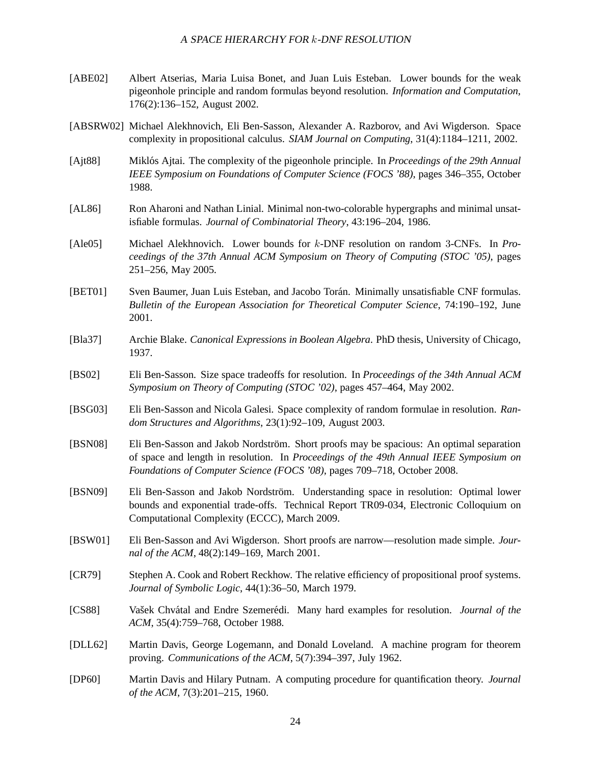[ABE02] Albert Atserias, Maria Luisa Bonet, and Juan Luis Esteban. Lower bounds for the weak pigeonhole principle and random formulas beyond resolution. *Information and Computation*, 176(2):136–152, August 2002.

[ABSRW02] Michael Alekhnovich, Eli Ben-Sasson, Alexander A. Razborov, and Avi Wigderson. Space complexity in propositional calculus. *SIAM Journal on Computing*, 31(4):1184–1211, 2002.

[Ajt88] Miklós Ajtai. The complexity of the pigeonhole principle. In *Proceedings of the 29th Annual IEEE Symposium on Foundations of Computer Science (FOCS '88)*, pages 346–355, October 1988.

[AL86] Ron Aharoni and Nathan Linial. Minimal non-two-colorable hypergraphs and minimal unsatisfiable formulas. *Journal of Combinatorial Theory*, 43:196–204, 1986.

[Ale05] Michael Alekhnovich. Lower bounds for $k$-DNF resolution on random 3-CNFs. In *Proceedings of the 37th Annual ACM Symposium on Theory of Computing (STOC '05)*, pages 251–256, May 2005.

[BET01] Sven Baumer, Juan Luis Esteban, and Jacobo Torán. Minimally unsatisfiable CNF formulas. *Bulletin of the European Association for Theoretical Computer Science*, 74:190–192, June 2001.

[Bla37] Archie Blake. *Canonical Expressions in Boolean Algebra*. PhD thesis, University of Chicago, 1937.

[BS02] Eli Ben-Sasson. Size space tradeoffs for resolution. In *Proceedings of the 34th Annual ACM Symposium on Theory of Computing (STOC '02)*, pages 457–464, May 2002.

[BSG03] Eli Ben-Sasson and Nicola Galesi. Space complexity of random formulae in resolution. *Random Structures and Algorithms*, 23(1):92–109, August 2003.

[BSN08] Eli Ben-Sasson and Jakob Nordström. Short proofs may be spacious: An optimal separation of space and length in resolution. In *Proceedings of the 49th Annual IEEE Symposium on Foundations of Computer Science (FOCS '08)*, pages 709–718, October 2008.

[BSN09] Eli Ben-Sasson and Jakob Nordström. Understanding space in resolution: Optimal lower bounds and exponential trade-offs. Technical Report TR09-034, Electronic Colloquium on Computational Complexity (ECCC), March 2009.

[BSW01] Eli Ben-Sasson and Avi Wigderson. Short proofs are narrow—resolution made simple. *Journal of the ACM*, 48(2):149–169, March 2001.

[CR79] Stephen A. Cook and Robert Reckhow. The relative efficiency of propositional proof systems. *Journal of Symbolic Logic*, 44(1):36–50, March 1979.

[CS88] Vašek Chvátal and Endre Szemerédi. Many hard examples for resolution. *Journal of the ACM*, 35(4):759–768, October 1988.

[DLL62] Martin Davis, George Logemann, and Donald Loveland. A machine program for theorem proving. *Communications of the ACM*, 5(7):394–397, July 1962.

[DP60] Martin Davis and Hilary Putnam. A computing procedure for quantification theory. *Journal of the ACM*, 7(3):201–215, 1960.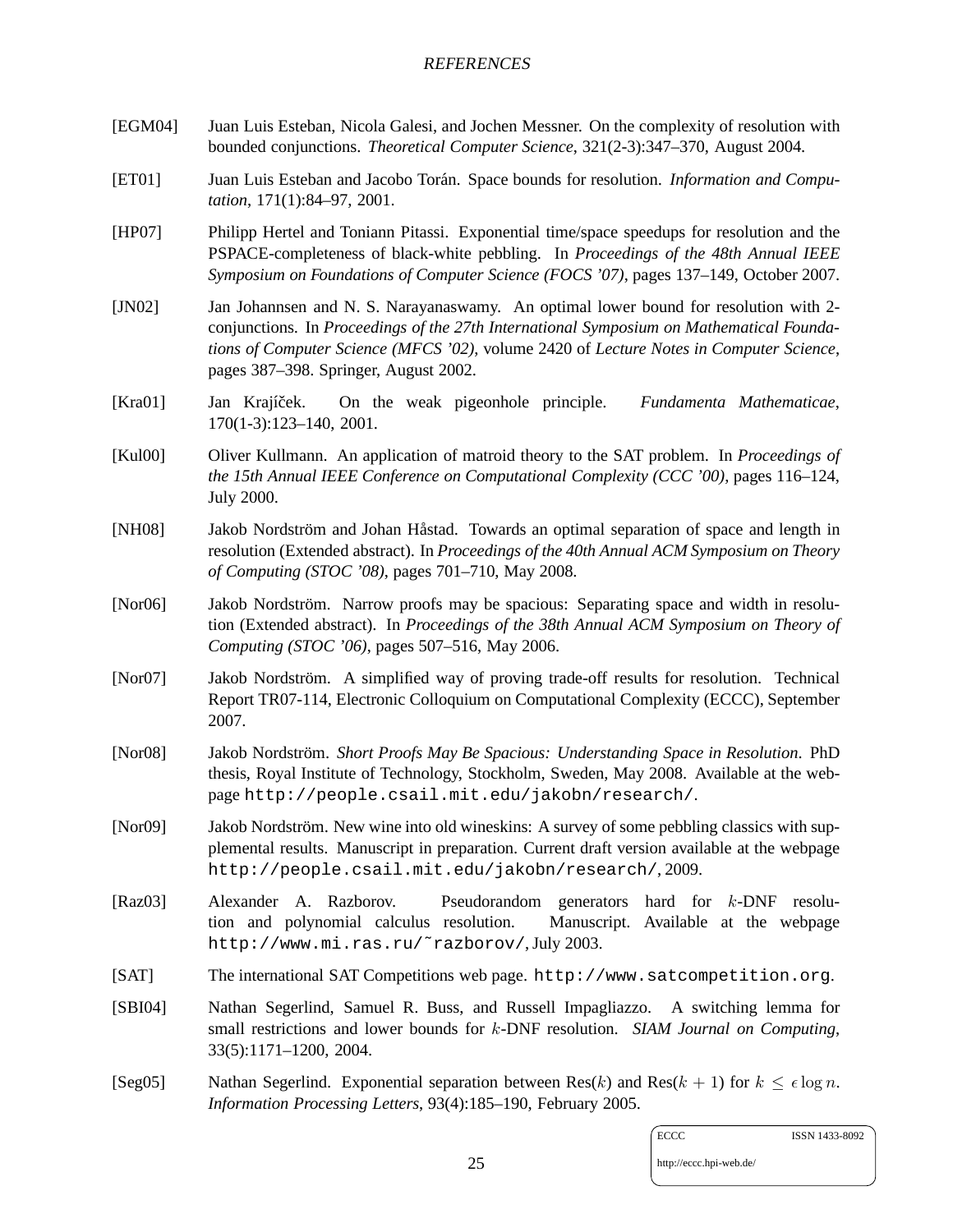[EGM04] Juan Luis Esteban, Nicola Galesi, and Jochen Messner. On the complexity of resolution with bounded conjunctions. *Theoretical Computer Science*, 321(2-3):347–370, August 2004.

[ET01] Juan Luis Esteban and Jacobo Torán. Space bounds for resolution. *Information and Computation*, 171(1):84–97, 2001.

[HP07] Philipp Hertel and Toniann Pitassi. Exponential time/space speedups for resolution and the PSPACE-completeness of black-white pebbling. In *Proceedings of the 48th Annual IEEE Symposium on Foundations of Computer Science (FOCS '07)*, pages 137–149, October 2007.

[JN02] Jan Johannsen and N. S. Narayanaswamy. An optimal lower bound for resolution with 2-conjunctions. In *Proceedings of the 27th International Symposium on Mathematical Foundations of Computer Science (MFCS '02)*, volume 2420 of *Lecture Notes in Computer Science*, pages 387–398. Springer, August 2002.

[Kra01] Jan Krajíček. On the weak pigeonhole principle. *Fundamenta Mathematicae*, 170(1-3):123–140, 2001.

[Kul00] Oliver Kullmann. An application of matroid theory to the SAT problem. In *Proceedings of the 15th Annual IEEE Conference on Computational Complexity (CCC '00)*, pages 116–124, July 2000.

[NH08] Jakob Nordström and Johan Håstad. Towards an optimal separation of space and length in resolution (Extended abstract). In *Proceedings of the 40th Annual ACM Symposium on Theory of Computing (STOC '08)*, pages 701–710, May 2008.

[Nor06] Jakob Nordström. Narrow proofs may be spacious: Separating space and width in resolution (Extended abstract). In *Proceedings of the 38th Annual ACM Symposium on Theory of Computing (STOC '06)*, pages 507–516, May 2006.

[Nor07] Jakob Nordström. A simplified way of proving trade-off results for resolution. Technical Report TR07-114, Electronic Colloquium on Computational Complexity (ECCC), September 2007.

[Nor08] Jakob Nordström. *Short Proofs May Be Spacious: Understanding Space in Resolution*. PhD thesis, Royal Institute of Technology, Stockholm, Sweden, May 2008. Available at the webpage `http://people.csail.mit.edu/jakobn/research/`.

[Nor09] Jakob Nordström. New wine into old wineskins: A survey of some pebbling classics with supplemental results. Manuscript in preparation. Current draft version available at the webpage `http://people.csail.mit.edu/jakobn/research/`, 2009.

[Raz03] Alexander A. Razborov. Pseudorandom generators hard for $k$-DNF resolution and polynomial calculus resolution. Manuscript. Available at the webpage `http://www.mi.ras.ru/~razborov/`, July 2003.

[SAT] The international SAT Competitions web page. `http://www.satcompetition.org`.

[SBI04] Nathan Segerlind, Samuel R. Buss, and Russell Impagliazzo. A switching lemma for small restrictions and lower bounds for $k$-DNF resolution. *SIAM Journal on Computing*, 33(5):1171–1200, 2004.

[Seg05] Nathan Segerlind. Exponential separation between Res($k$) and Res($k+1$) for $k \leq \epsilon \log n$. *Information Processing Letters*, 93(4):185–190, February 2005.

ECCC ISSN 1433-8092

http://eccc.hpi-web.de/